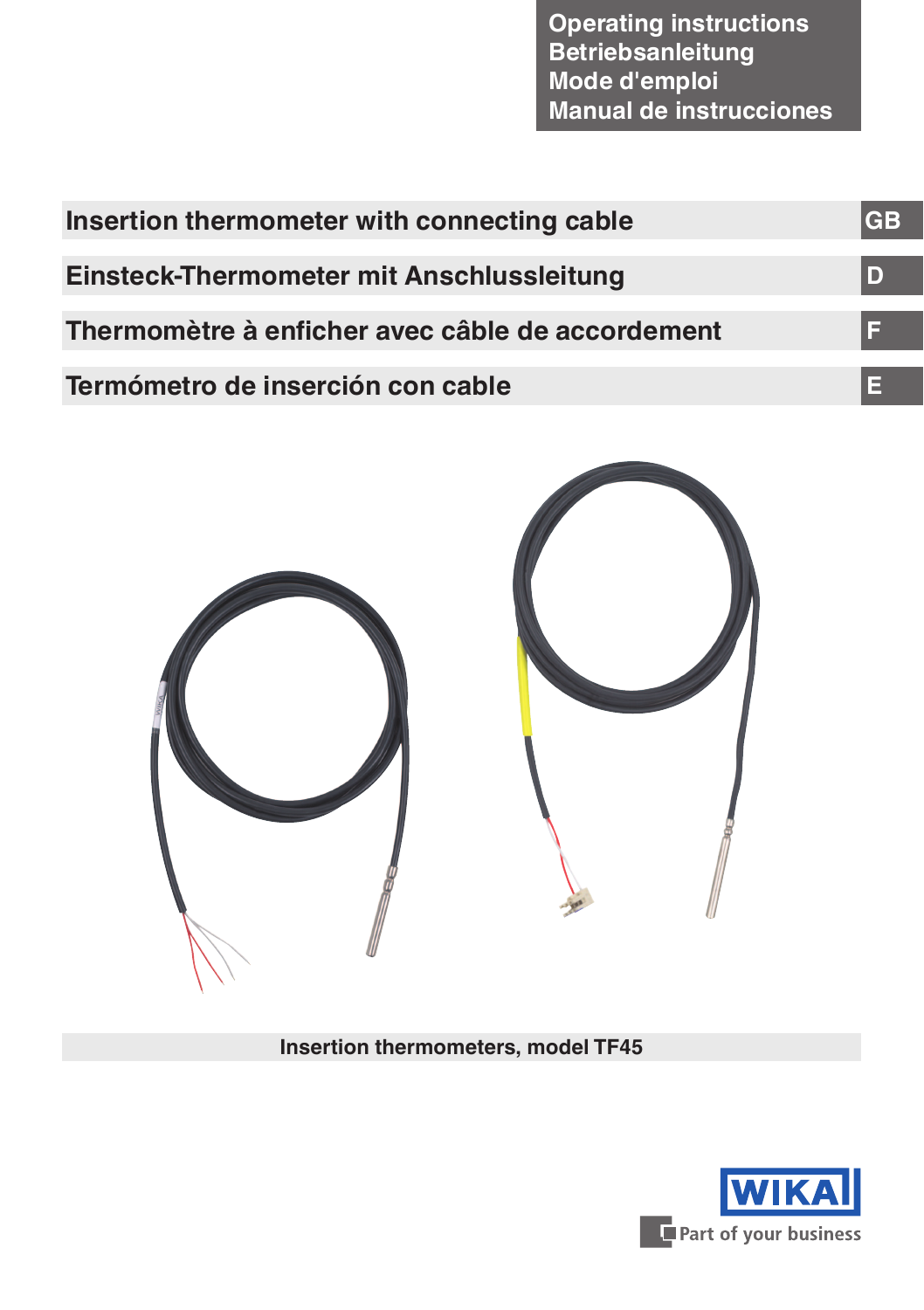Operating instructions
Betriebsanleitung
Mode d'emploi
Manual de instrucciones

# Insertion thermometer with connecting cable — GB

# Einsteck-Thermometer mit Anschlussleitung — D

# Thermomètre à enficher avec câble de accordement — F

# Termómetro de inserción con cable — E

**Insertion thermometers, model TF45**

WIKA

Part of your business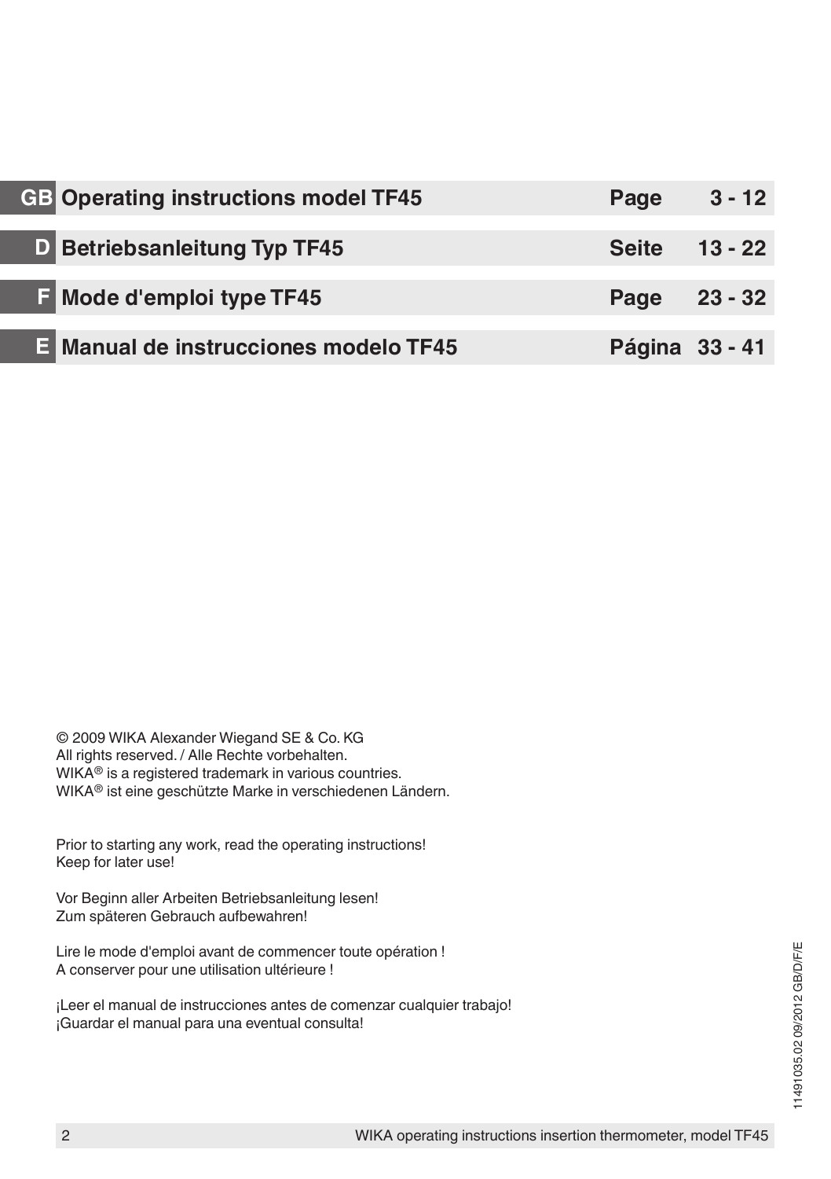| | | | |
|---|---|---|---|
| **GB** | **Operating instructions model TF45** | **Page** | **3 - 12** |
| **D** | **Betriebsanleitung Typ TF45** | **Seite** | **13 - 22** |
| **F** | **Mode d'emploi type TF45** | **Page** | **23 - 32** |
| **E** | **Manual de instrucciones modelo TF45** | **Página** | **33 - 41** |

© 2009 WIKA Alexander Wiegand SE & Co. KG
All rights reserved. / Alle Rechte vorbehalten.
WIKA® is a registered trademark in various countries.
WIKA® ist eine geschützte Marke in verschiedenen Ländern.

Prior to starting any work, read the operating instructions!
Keep for later use!

Vor Beginn aller Arbeiten Betriebsanleitung lesen!
Zum späteren Gebrauch aufbewahren!

Lire le mode d'emploi avant de commencer toute opération !
A conserver pour une utilisation ultérieure !

¡Leer el manual de instrucciones antes de comenzar cualquier trabajo!
¡Guardar el manual para una eventual consulta!

11491035.02 09/2012 GB/D/F/E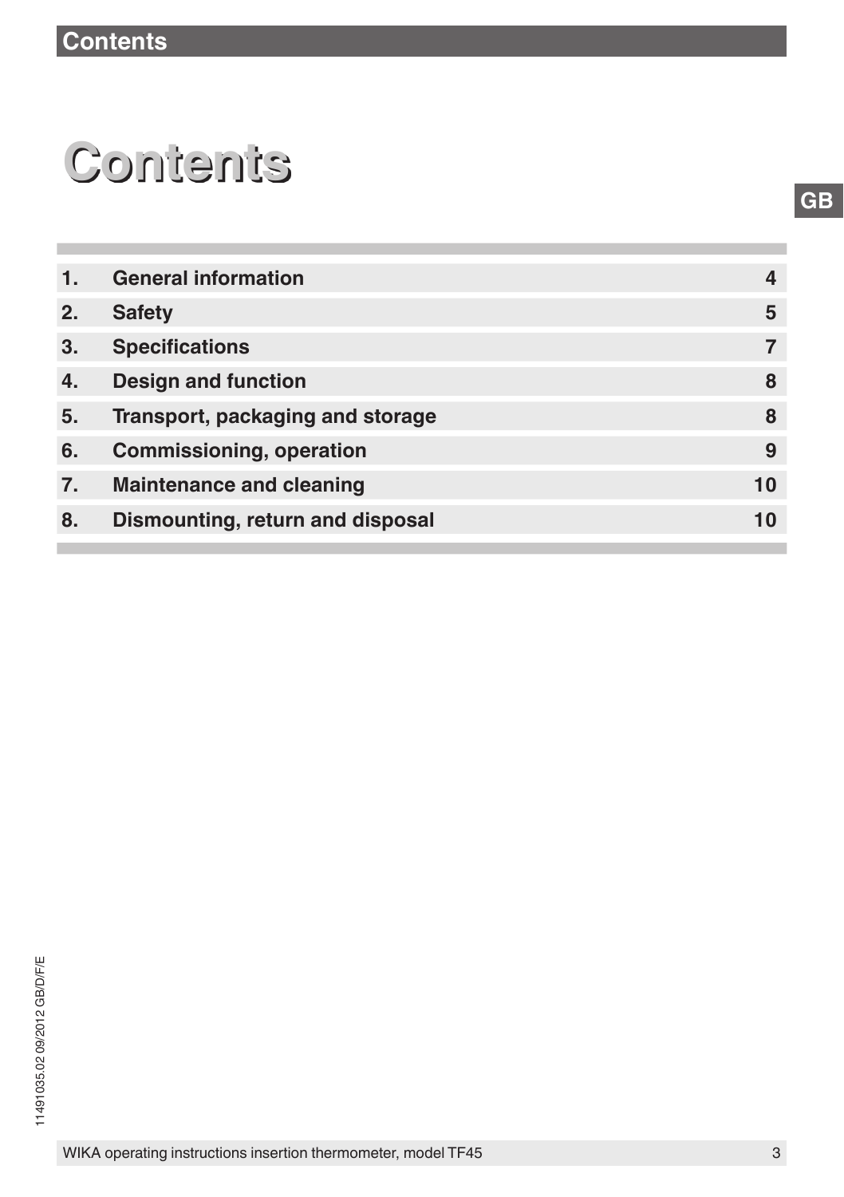# Contents

| | | |
|---|---|---|
| 1. | General information | 4 |
| 2. | Safety | 5 |
| 3. | Specifications | 7 |
| 4. | Design and function | 8 |
| 5. | Transport, packaging and storage | 8 |
| 6. | Commissioning, operation | 9 |
| 7. | Maintenance and cleaning | 10 |
| 8. | Dismounting, return and disposal | 10 |

11491035.02 09/2012 GB/D/F/E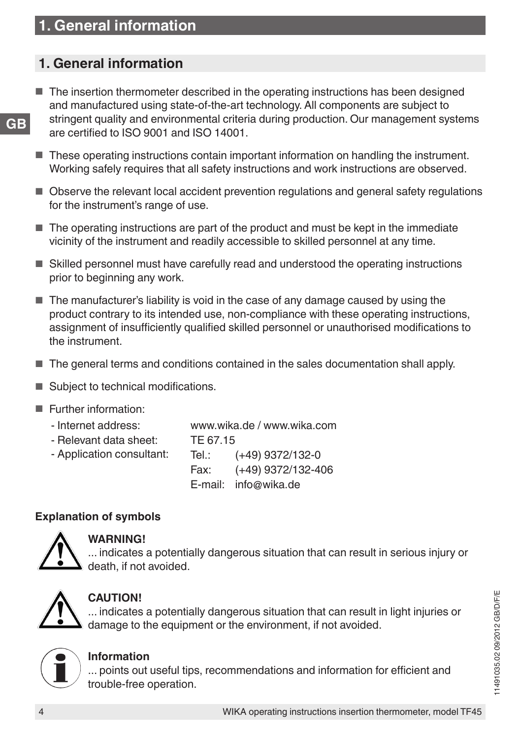# 1. General information

- The insertion thermometer described in the operating instructions has been designed and manufactured using state-of-the-art technology. All components are subject to stringent quality and environmental criteria during production. Our management systems are certified to ISO 9001 and ISO 14001.
- These operating instructions contain important information on handling the instrument. Working safely requires that all safety instructions and work instructions are observed.
- Observe the relevant local accident prevention regulations and general safety regulations for the instrument's range of use.
- The operating instructions are part of the product and must be kept in the immediate vicinity of the instrument and readily accessible to skilled personnel at any time.
- Skilled personnel must have carefully read and understood the operating instructions prior to beginning any work.
- The manufacturer's liability is void in the case of any damage caused by using the product contrary to its intended use, non-compliance with these operating instructions, assignment of insufficiently qualified skilled personnel or unauthorised modifications to the instrument.
- The general terms and conditions contained in the sales documentation shall apply.
- Subject to technical modifications.
- Further information:
  - Internet address: www.wika.de / www.wika.com
  - Relevant data sheet: TE 67.15
  - Application consultant: Tel.: (+49) 9372/132-0
    Fax: (+49) 9372/132-406
    E-mail: info@wika.de

**Explanation of symbols**

**WARNING!**
... indicates a potentially dangerous situation that can result in serious injury or death, if not avoided.

**CAUTION!**
... indicates a potentially dangerous situation that can result in light injuries or damage to the equipment or the environment, if not avoided.

**Information**
... points out useful tips, recommendations and information for efficient and trouble-free operation.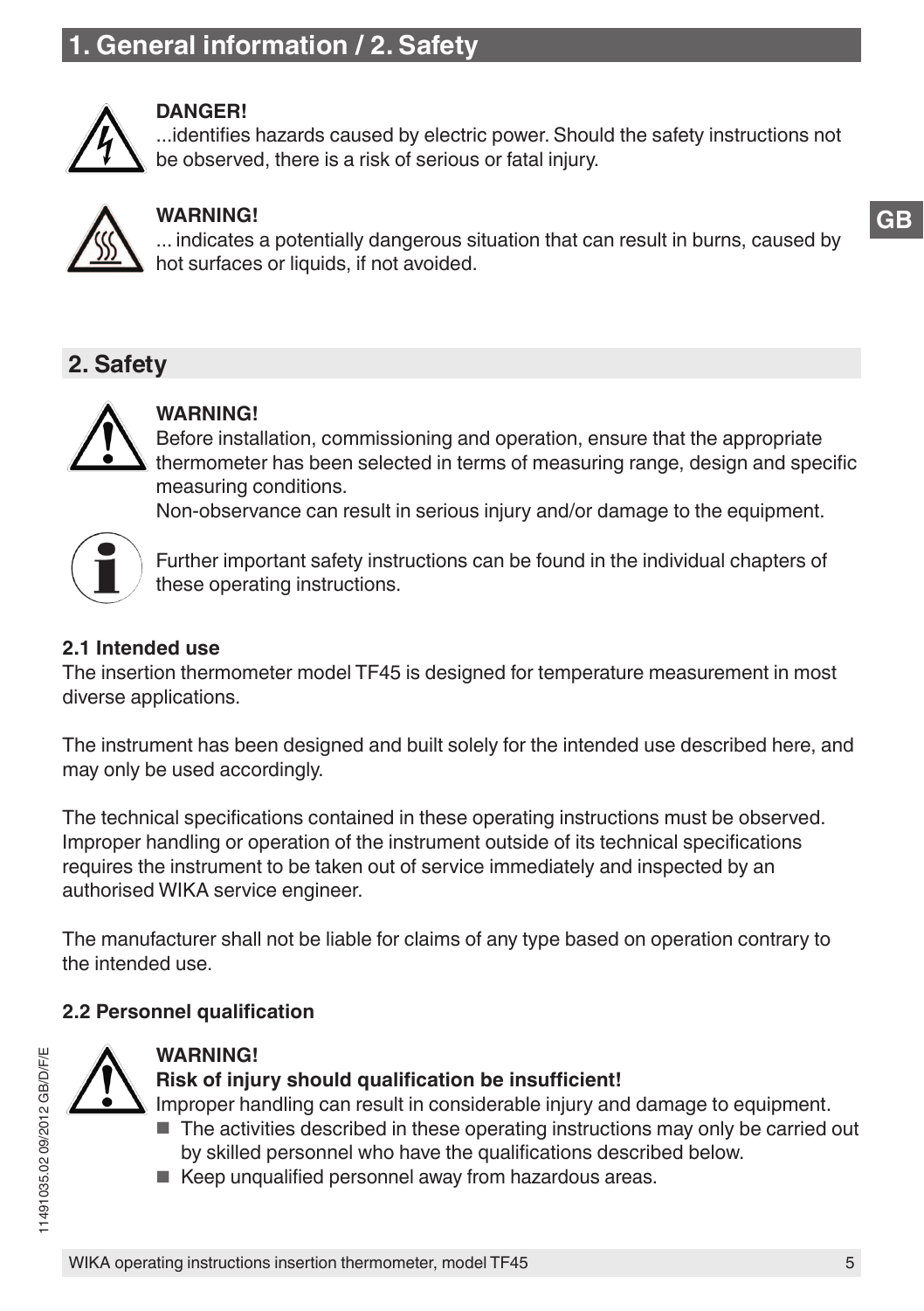**DANGER!**
...identifies hazards caused by electric power. Should the safety instructions not be observed, there is a risk of serious or fatal injury.

**WARNING!**
... indicates a potentially dangerous situation that can result in burns, caused by hot surfaces or liquids, if not avoided.

## 2. Safety

**WARNING!**
Before installation, commissioning and operation, ensure that the appropriate thermometer has been selected in terms of measuring range, design and specific measuring conditions.
Non-observance can result in serious injury and/or damage to the equipment.

Further important safety instructions can be found in the individual chapters of these operating instructions.

### 2.1 Intended use

The insertion thermometer model TF45 is designed for temperature measurement in most diverse applications.

The instrument has been designed and built solely for the intended use described here, and may only be used accordingly.

The technical specifications contained in these operating instructions must be observed. Improper handling or operation of the instrument outside of its technical specifications requires the instrument to be taken out of service immediately and inspected by an authorised WIKA service engineer.

The manufacturer shall not be liable for claims of any type based on operation contrary to the intended use.

### 2.2 Personnel qualification

**WARNING!**
**Risk of injury should qualification be insufficient!**
Improper handling can result in considerable injury and damage to equipment.

- The activities described in these operating instructions may only be carried out by skilled personnel who have the qualifications described below.
- Keep unqualified personnel away from hazardous areas.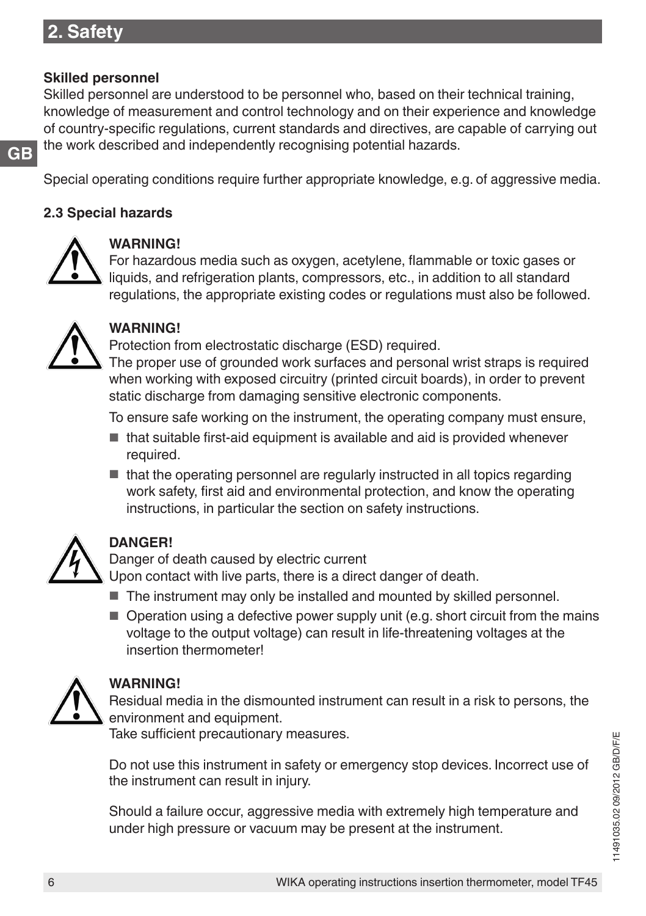**Skilled personnel**

Skilled personnel are understood to be personnel who, based on their technical training, knowledge of measurement and control technology and on their experience and knowledge of country-specific regulations, current standards and directives, are capable of carrying out the work described and independently recognising potential hazards.

Special operating conditions require further appropriate knowledge, e.g. of aggressive media.

### 2.3 Special hazards

**WARNING!**
For hazardous media such as oxygen, acetylene, flammable or toxic gases or liquids, and refrigeration plants, compressors, etc., in addition to all standard regulations, the appropriate existing codes or regulations must also be followed.

**WARNING!**
Protection from electrostatic discharge (ESD) required.
The proper use of grounded work surfaces and personal wrist straps is required when working with exposed circuitry (printed circuit boards), in order to prevent static discharge from damaging sensitive electronic components.

To ensure safe working on the instrument, the operating company must ensure,

- that suitable first-aid equipment is available and aid is provided whenever required.
- that the operating personnel are regularly instructed in all topics regarding work safety, first aid and environmental protection, and know the operating instructions, in particular the section on safety instructions.

**DANGER!**
Danger of death caused by electric current
Upon contact with live parts, there is a direct danger of death.

- The instrument may only be installed and mounted by skilled personnel.
- Operation using a defective power supply unit (e.g. short circuit from the mains voltage to the output voltage) can result in life-threatening voltages at the insertion thermometer!

**WARNING!**
Residual media in the dismounted instrument can result in a risk to persons, the environment and equipment.
Take sufficient precautionary measures.

Do not use this instrument in safety or emergency stop devices. Incorrect use of the instrument can result in injury.

Should a failure occur, aggressive media with extremely high temperature and under high pressure or vacuum may be present at the instrument.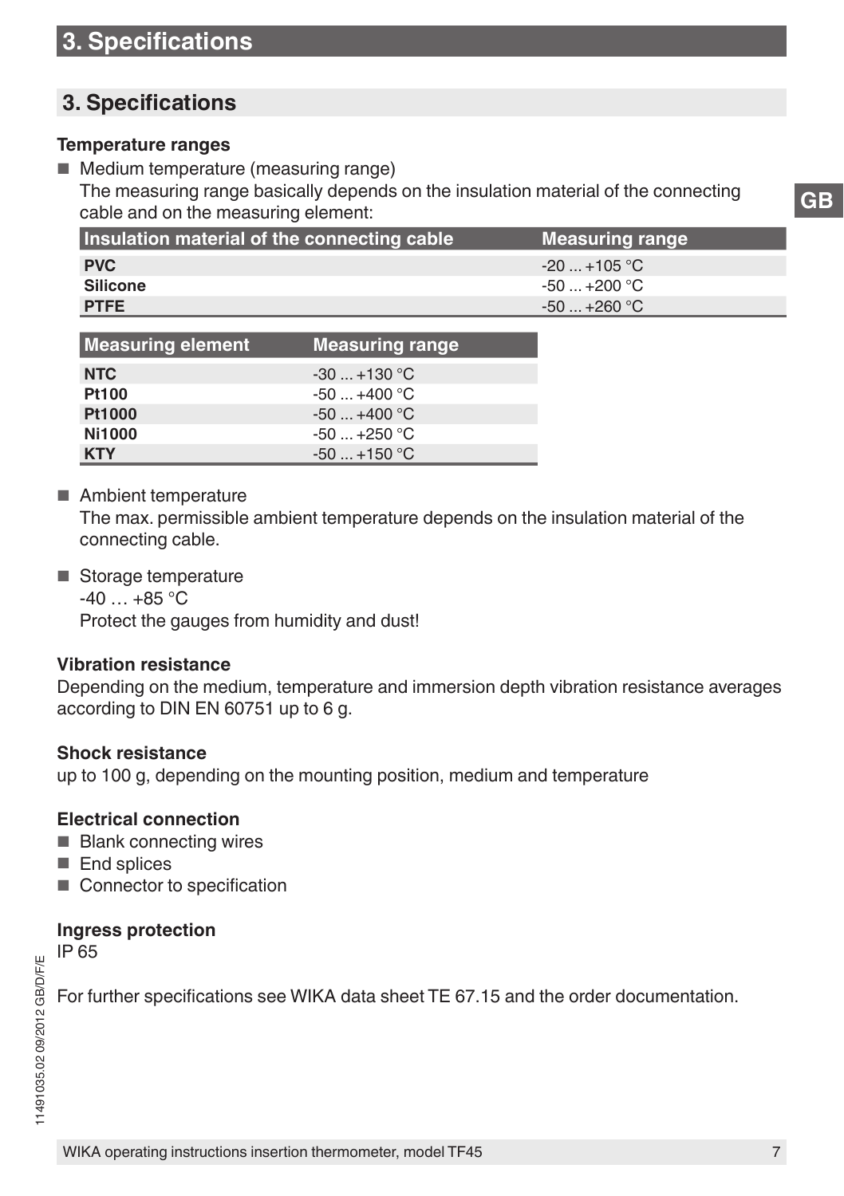# 3. Specifications

## 3. Specifications

**Temperature ranges**

- Medium temperature (measuring range)
  The measuring range basically depends on the insulation material of the connecting cable and on the measuring element:

| Insulation material of the connecting cable | Measuring range |
|---|---|
| **PVC** | -20 ... +105 °C |
| **Silicone** | -50 ... +200 °C |
| **PTFE** | -50 ... +260 °C |

| Measuring element | Measuring range |
|---|---|
| **NTC** | -30 ... +130 °C |
| **Pt100** | -50 ... +400 °C |
| **Pt1000** | -50 ... +400 °C |
| **Ni1000** | -50 ... +250 °C |
| **KTY** | -50 ... +150 °C |

- Ambient temperature
  The max. permissible ambient temperature depends on the insulation material of the connecting cable.

- Storage temperature
  -40 … +85 °C
  Protect the gauges from humidity and dust!

**Vibration resistance**

Depending on the medium, temperature and immersion depth vibration resistance averages according to DIN EN 60751 up to 6 g.

**Shock resistance**

up to 100 g, depending on the mounting position, medium and temperature

**Electrical connection**

- Blank connecting wires
- End splices
- Connector to specification

**Ingress protection**

IP 65

For further specifications see WIKA data sheet TE 67.15 and the order documentation.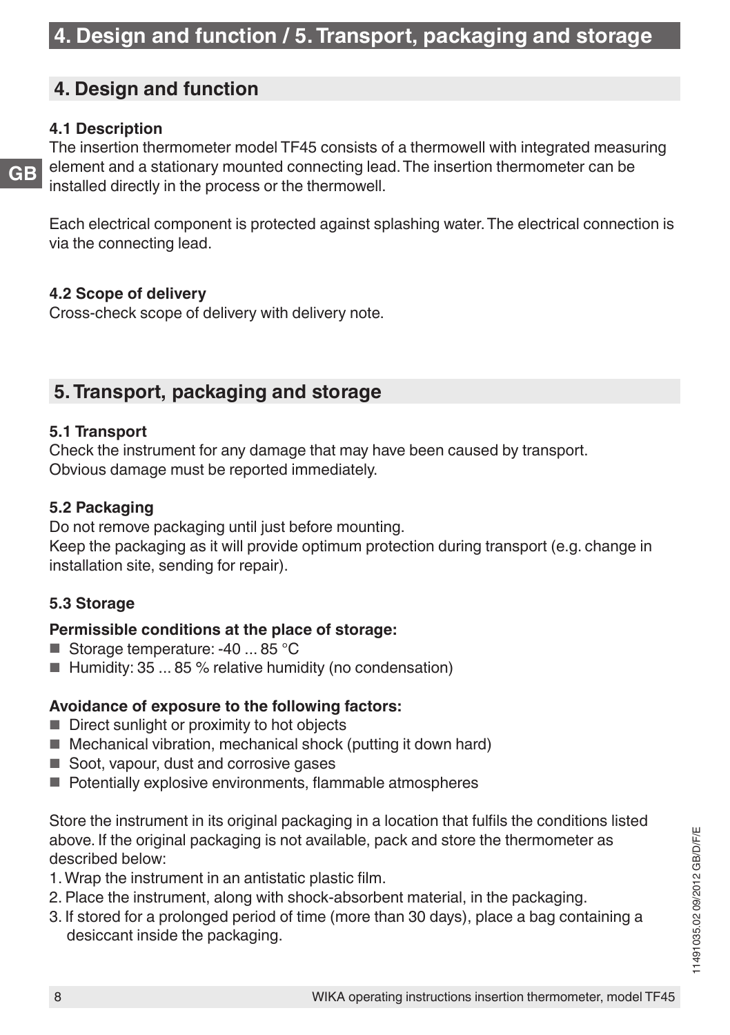## 4. Design and function

### 4.1 Description

The insertion thermometer model TF45 consists of a thermowell with integrated measuring element and a stationary mounted connecting lead. The insertion thermometer can be installed directly in the process or the thermowell.

Each electrical component is protected against splashing water. The electrical connection is via the connecting lead.

### 4.2 Scope of delivery

Cross-check scope of delivery with delivery note.

## 5. Transport, packaging and storage

### 5.1 Transport

Check the instrument for any damage that may have been caused by transport.
Obvious damage must be reported immediately.

### 5.2 Packaging

Do not remove packaging until just before mounting.
Keep the packaging as it will provide optimum protection during transport (e.g. change in installation site, sending for repair).

### 5.3 Storage

**Permissible conditions at the place of storage:**

- Storage temperature: -40 ... 85 °C
- Humidity: 35 ... 85 % relative humidity (no condensation)

**Avoidance of exposure to the following factors:**

- Direct sunlight or proximity to hot objects
- Mechanical vibration, mechanical shock (putting it down hard)
- Soot, vapour, dust and corrosive gases
- Potentially explosive environments, flammable atmospheres

Store the instrument in its original packaging in a location that fulfils the conditions listed above. If the original packaging is not available, pack and store the thermometer as described below:

1. Wrap the instrument in an antistatic plastic film.
2. Place the instrument, along with shock-absorbent material, in the packaging.
3. If stored for a prolonged period of time (more than 30 days), place a bag containing a desiccant inside the packaging.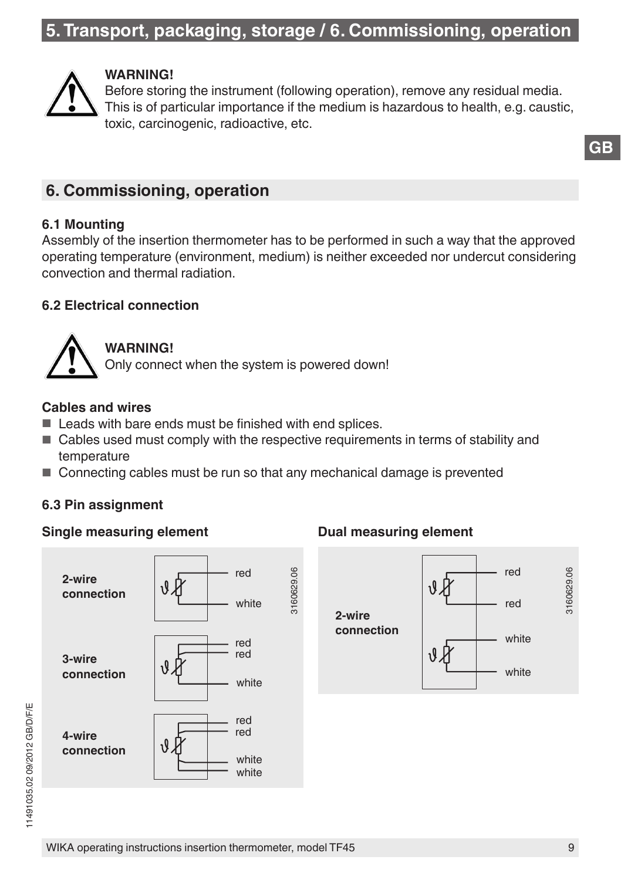## 5. Transport, packaging, storage / 6. Commissioning, operation

**WARNING!**
Before storing the instrument (following operation), remove any residual media. This is of particular importance if the medium is hazardous to health, e.g. caustic, toxic, carcinogenic, radioactive, etc.

## 6. Commissioning, operation

### 6.1 Mounting

Assembly of the insertion thermometer has to be performed in such a way that the approved operating temperature (environment, medium) is neither exceeded nor undercut considering convection and thermal radiation.

### 6.2 Electrical connection

**WARNING!**
Only connect when the system is powered down!

**Cables and wires**

- Leads with bare ends must be finished with end splices.
- Cables used must comply with the respective requirements in terms of stability and temperature
- Connecting cables must be run so that any mechanical damage is prevented

### 6.3 Pin assignment

**Single measuring element**

**2-wire connection**: red, white

**3-wire connection**: red, red, white

**4-wire connection**: red, red, white, white

3160629.06

**Dual measuring element**

**2-wire connection**: red, red, white, white

3160629.06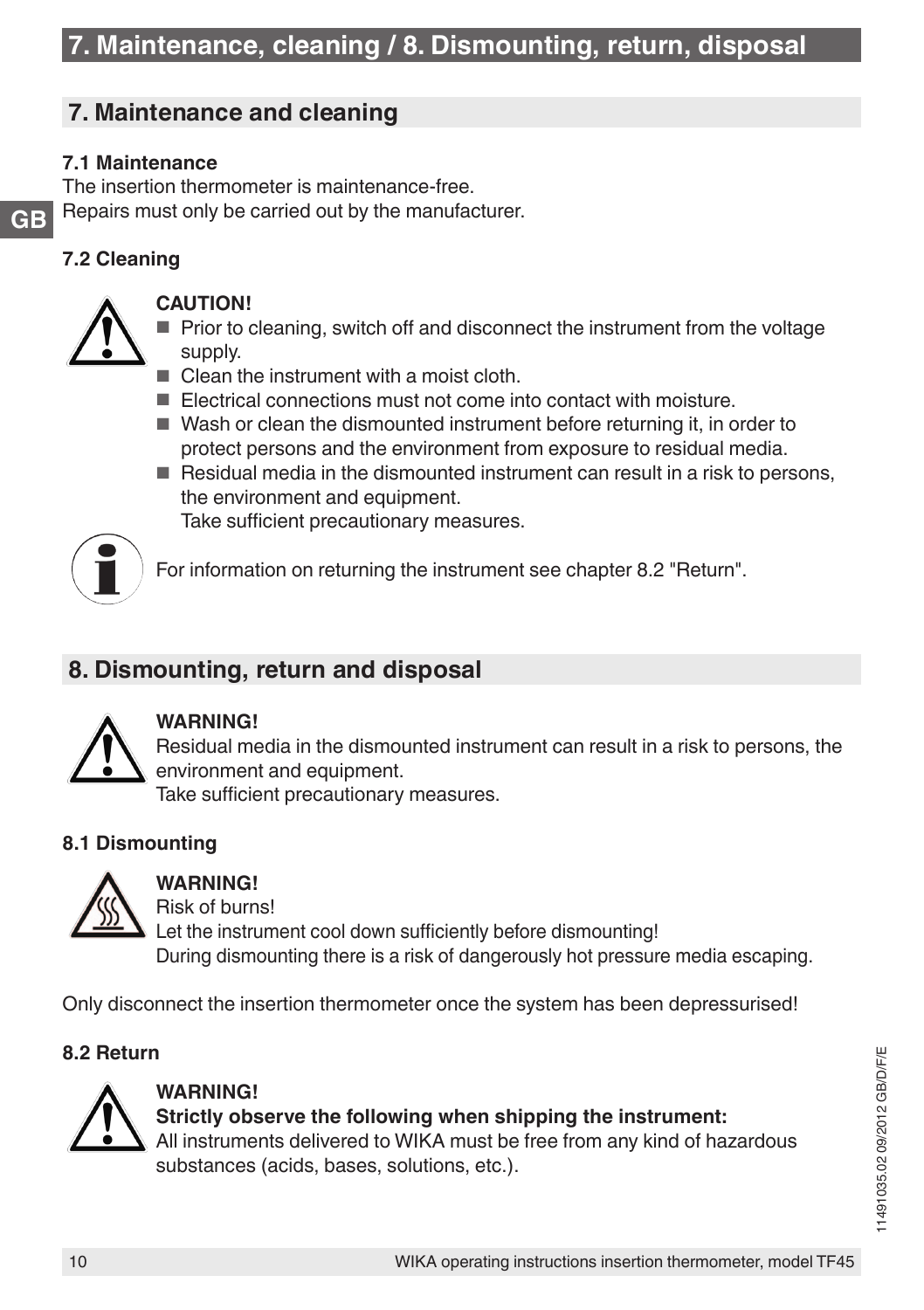## 7. Maintenance and cleaning

### 7.1 Maintenance

The insertion thermometer is maintenance-free.
Repairs must only be carried out by the manufacturer.

### 7.2 Cleaning

**CAUTION!**

- Prior to cleaning, switch off and disconnect the instrument from the voltage supply.
- Clean the instrument with a moist cloth.
- Electrical connections must not come into contact with moisture.
- Wash or clean the dismounted instrument before returning it, in order to protect persons and the environment from exposure to residual media.
- Residual media in the dismounted instrument can result in a risk to persons, the environment and equipment.
  Take sufficient precautionary measures.

For information on returning the instrument see chapter 8.2 "Return".

## 8. Dismounting, return and disposal

**WARNING!**
Residual media in the dismounted instrument can result in a risk to persons, the environment and equipment.
Take sufficient precautionary measures.

### 8.1 Dismounting

**WARNING!**
Risk of burns!
Let the instrument cool down sufficiently before dismounting!
During dismounting there is a risk of dangerously hot pressure media escaping.

Only disconnect the insertion thermometer once the system has been depressurised!

### 8.2 Return

**WARNING!**
**Strictly observe the following when shipping the instrument:**
All instruments delivered to WIKA must be free from any kind of hazardous substances (acids, bases, solutions, etc.).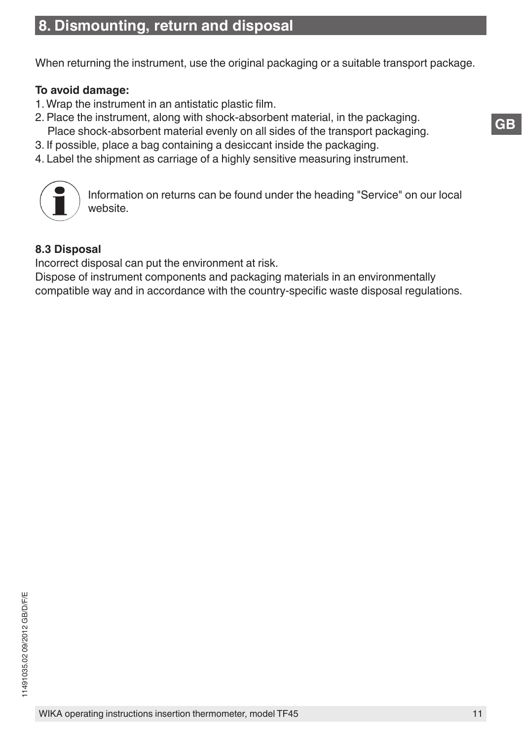## 8. Dismounting, return and disposal

When returning the instrument, use the original packaging or a suitable transport package.

**To avoid damage:**

1. Wrap the instrument in an antistatic plastic film.
2. Place the instrument, along with shock-absorbent material, in the packaging. Place shock-absorbent material evenly on all sides of the transport packaging.
3. If possible, place a bag containing a desiccant inside the packaging.
4. Label the shipment as carriage of a highly sensitive measuring instrument.

Information on returns can be found under the heading "Service" on our local website.

### 8.3 Disposal

Incorrect disposal can put the environment at risk.
Dispose of instrument components and packaging materials in an environmentally compatible way and in accordance with the country-specific waste disposal regulations.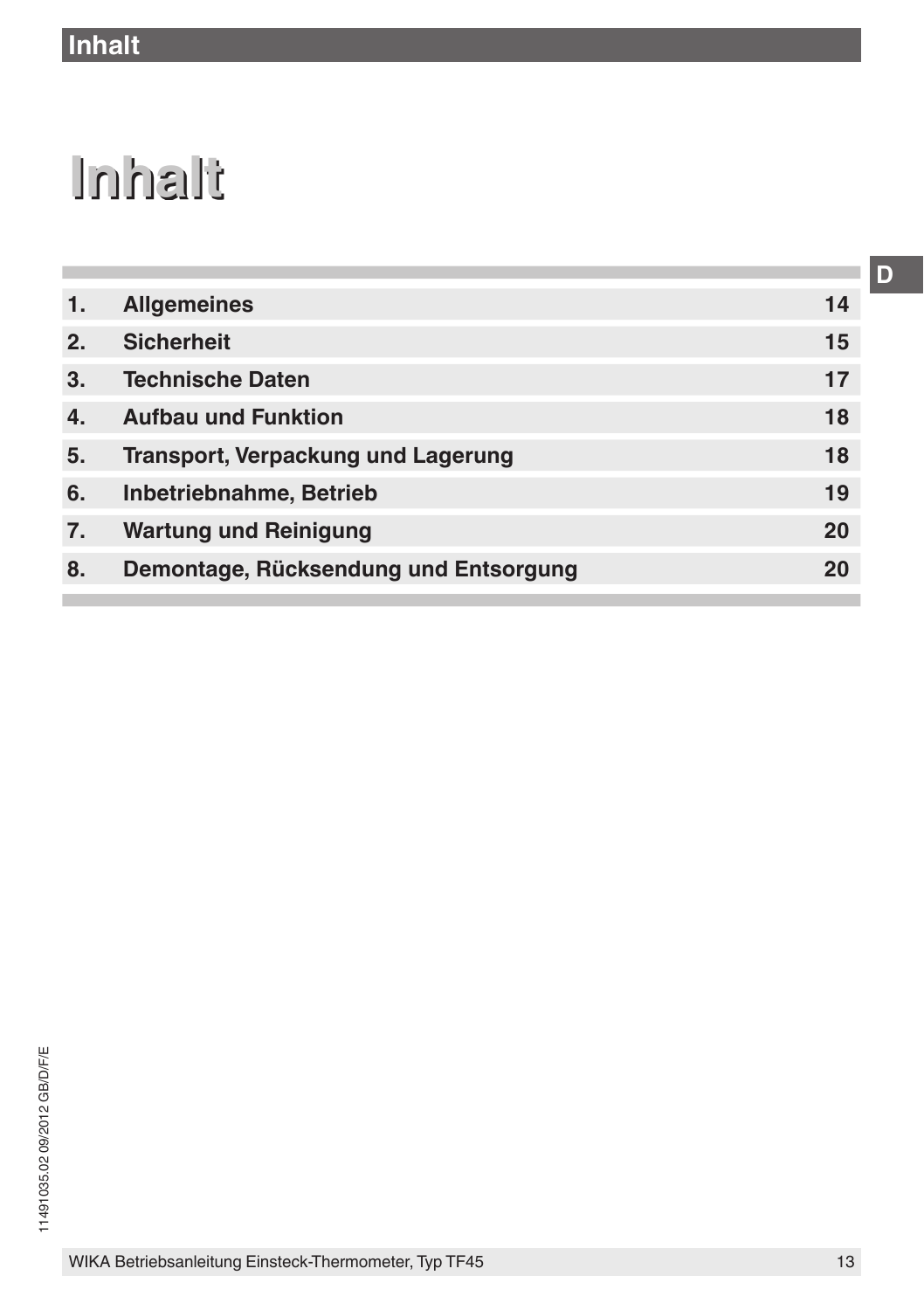# Inhalt

| | | |
|---|---|---|
| 1. | Allgemeines | 14 |
| 2. | Sicherheit | 15 |
| 3. | Technische Daten | 17 |
| 4. | Aufbau und Funktion | 18 |
| 5. | Transport, Verpackung und Lagerung | 18 |
| 6. | Inbetriebnahme, Betrieb | 19 |
| 7. | Wartung und Reinigung | 20 |
| 8. | Demontage, Rücksendung und Entsorgung | 20 |

11491035.02 09/2012 GB/D/F/E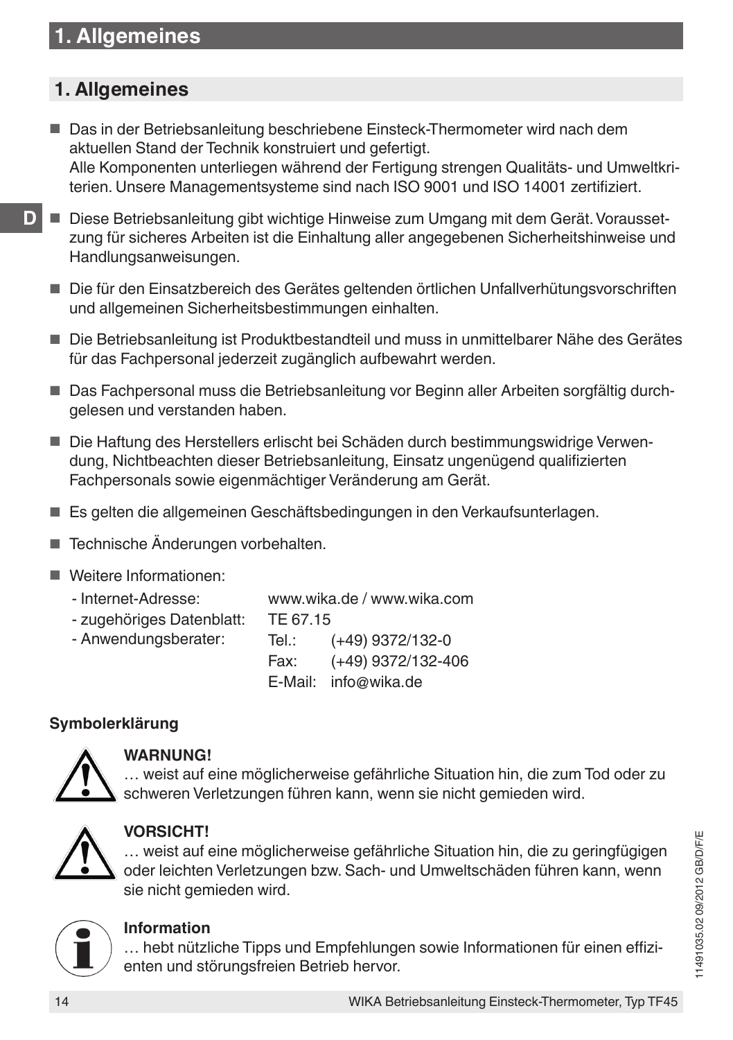# 1. Allgemeines

## 1. Allgemeines

- Das in der Betriebsanleitung beschriebene Einsteck-Thermometer wird nach dem aktuellen Stand der Technik konstruiert und gefertigt.
  Alle Komponenten unterliegen während der Fertigung strengen Qualitäts- und Umweltkriterien. Unsere Managementsysteme sind nach ISO 9001 und ISO 14001 zertifiziert.
- Diese Betriebsanleitung gibt wichtige Hinweise zum Umgang mit dem Gerät. Voraussetzung für sicheres Arbeiten ist die Einhaltung aller angegebenen Sicherheitshinweise und Handlungsanweisungen.
- Die für den Einsatzbereich des Gerätes geltenden örtlichen Unfallverhütungsvorschriften und allgemeinen Sicherheitsbestimmungen einhalten.
- Die Betriebsanleitung ist Produktbestandteil und muss in unmittelbarer Nähe des Gerätes für das Fachpersonal jederzeit zugänglich aufbewahrt werden.
- Das Fachpersonal muss die Betriebsanleitung vor Beginn aller Arbeiten sorgfältig durchgelesen und verstanden haben.
- Die Haftung des Herstellers erlischt bei Schäden durch bestimmungswidrige Verwendung, Nichtbeachten dieser Betriebsanleitung, Einsatz ungenügend qualifizierten Fachpersonals sowie eigenmächtiger Veränderung am Gerät.
- Es gelten die allgemeinen Geschäftsbedingungen in den Verkaufsunterlagen.
- Technische Änderungen vorbehalten.
- Weitere Informationen:
  - Internet-Adresse: www.wika.de / www.wika.com
  - zugehöriges Datenblatt: TE 67.15
  - Anwendungsberater: Tel.: (+49) 9372/132-0
    Fax: (+49) 9372/132-406
    E-Mail: info@wika.de

**Symbolerklärung**

**WARNUNG!**
… weist auf eine möglicherweise gefährliche Situation hin, die zum Tod oder zu schweren Verletzungen führen kann, wenn sie nicht gemieden wird.

**VORSICHT!**
… weist auf eine möglicherweise gefährliche Situation hin, die zu geringfügigen oder leichten Verletzungen bzw. Sach- und Umweltschäden führen kann, wenn sie nicht gemieden wird.

**Information**
… hebt nützliche Tipps und Empfehlungen sowie Informationen für einen effizienten und störungsfreien Betrieb hervor.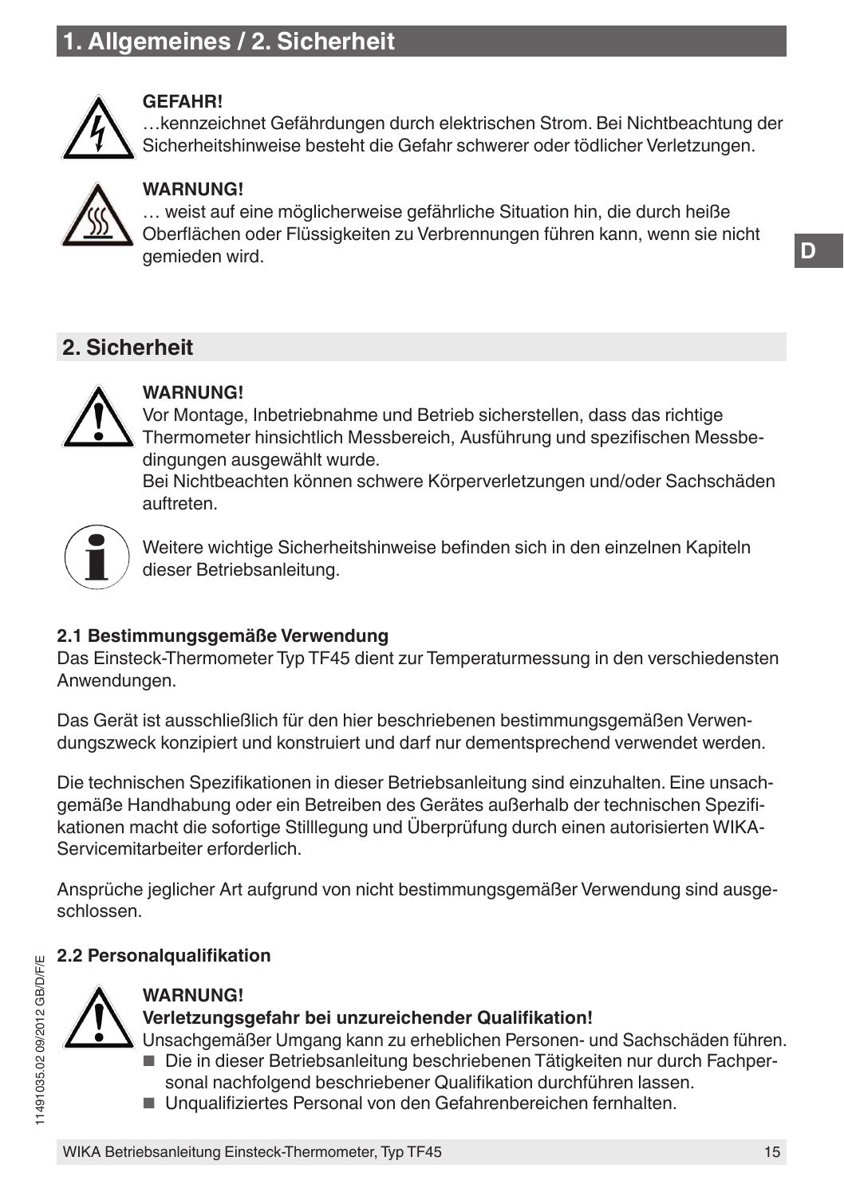# 1. Allgemeines / 2. Sicherheit

**GEFAHR!**
…kennzeichnet Gefährdungen durch elektrischen Strom. Bei Nichtbeachtung der Sicherheitshinweise besteht die Gefahr schwerer oder tödlicher Verletzungen.

**WARNUNG!**
… weist auf eine möglicherweise gefährliche Situation hin, die durch heiße Oberflächen oder Flüssigkeiten zu Verbrennungen führen kann, wenn sie nicht gemieden wird.

## 2. Sicherheit

**WARNUNG!**
Vor Montage, Inbetriebnahme und Betrieb sicherstellen, dass das richtige Thermometer hinsichtlich Messbereich, Ausführung und spezifischen Messbedingungen ausgewählt wurde.
Bei Nichtbeachten können schwere Körperverletzungen und/oder Sachschäden auftreten.

Weitere wichtige Sicherheitshinweise befinden sich in den einzelnen Kapiteln dieser Betriebsanleitung.

### 2.1 Bestimmungsgemäße Verwendung

Das Einsteck-Thermometer Typ TF45 dient zur Temperaturmessung in den verschiedensten Anwendungen.

Das Gerät ist ausschließlich für den hier beschriebenen bestimmungsgemäßen Verwendungszweck konzipiert und konstruiert und darf nur dementsprechend verwendet werden.

Die technischen Spezifikationen in dieser Betriebsanleitung sind einzuhalten. Eine unsachgemäße Handhabung oder ein Betreiben des Gerätes außerhalb der technischen Spezifikationen macht die sofortige Stilllegung und Überprüfung durch einen autorisierten WIKA-Servicemitarbeiter erforderlich.

Ansprüche jeglicher Art aufgrund von nicht bestimmungsgemäßer Verwendung sind ausgeschlossen.

### 2.2 Personalqualifikation

**WARNUNG!**
**Verletzungsgefahr bei unzureichender Qualifikation!**
Unsachgemäßer Umgang kann zu erheblichen Personen- und Sachschäden führen.

- Die in dieser Betriebsanleitung beschriebenen Tätigkeiten nur durch Fachpersonal nachfolgend beschriebener Qualifikation durchführen lassen.
- Unqualifiziertes Personal von den Gefahrenbereichen fernhalten.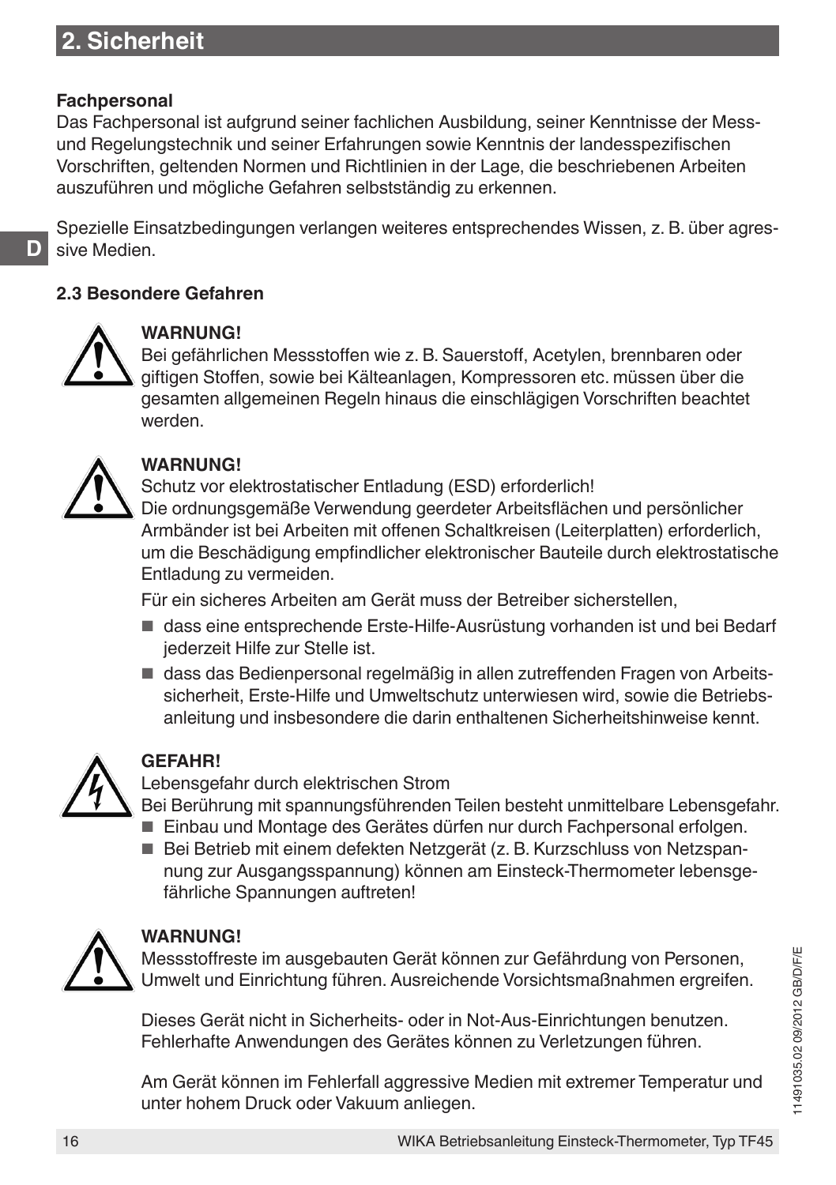## 2. Sicherheit

**Fachpersonal**
Das Fachpersonal ist aufgrund seiner fachlichen Ausbildung, seiner Kenntnisse der Mess- und Regelungstechnik und seiner Erfahrungen sowie Kenntnis der landesspezifischen Vorschriften, geltenden Normen und Richtlinien in der Lage, die beschriebenen Arbeiten auszuführen und mögliche Gefahren selbstständig zu erkennen.

Spezielle Einsatzbedingungen verlangen weiteres entsprechendes Wissen, z. B. über agressive Medien.

### 2.3 Besondere Gefahren

**WARNUNG!**
Bei gefährlichen Messstoffen wie z. B. Sauerstoff, Acetylen, brennbaren oder giftigen Stoffen, sowie bei Kälteanlagen, Kompressoren etc. müssen über die gesamten allgemeinen Regeln hinaus die einschlägigen Vorschriften beachtet werden.

**WARNUNG!**
Schutz vor elektrostatischer Entladung (ESD) erforderlich!
Die ordnungsgemäße Verwendung geerdeter Arbeitsflächen und persönlicher Armbänder ist bei Arbeiten mit offenen Schaltkreisen (Leiterplatten) erforderlich, um die Beschädigung empfindlicher elektronischer Bauteile durch elektrostatische Entladung zu vermeiden.

Für ein sicheres Arbeiten am Gerät muss der Betreiber sicherstellen,

- dass eine entsprechende Erste-Hilfe-Ausrüstung vorhanden ist und bei Bedarf jederzeit Hilfe zur Stelle ist.
- dass das Bedienpersonal regelmäßig in allen zutreffenden Fragen von Arbeitssicherheit, Erste-Hilfe und Umweltschutz unterwiesen wird, sowie die Betriebsanleitung und insbesondere die darin enthaltenen Sicherheitshinweise kennt.

**GEFAHR!**
Lebensgefahr durch elektrischen Strom
Bei Berührung mit spannungsführenden Teilen besteht unmittelbare Lebensgefahr.

- Einbau und Montage des Gerätes dürfen nur durch Fachpersonal erfolgen.
- Bei Betrieb mit einem defekten Netzgerät (z. B. Kurzschluss von Netzspannung zur Ausgangsspannung) können am Einsteck-Thermometer lebensgefährliche Spannungen auftreten!

**WARNUNG!**
Messstoffreste im ausgebauten Gerät können zur Gefährdung von Personen, Umwelt und Einrichtung führen. Ausreichende Vorsichtsmaßnahmen ergreifen.

Dieses Gerät nicht in Sicherheits- oder in Not-Aus-Einrichtungen benutzen. Fehlerhafte Anwendungen des Gerätes können zu Verletzungen führen.

Am Gerät können im Fehlerfall aggressive Medien mit extremer Temperatur und unter hohem Druck oder Vakuum anliegen.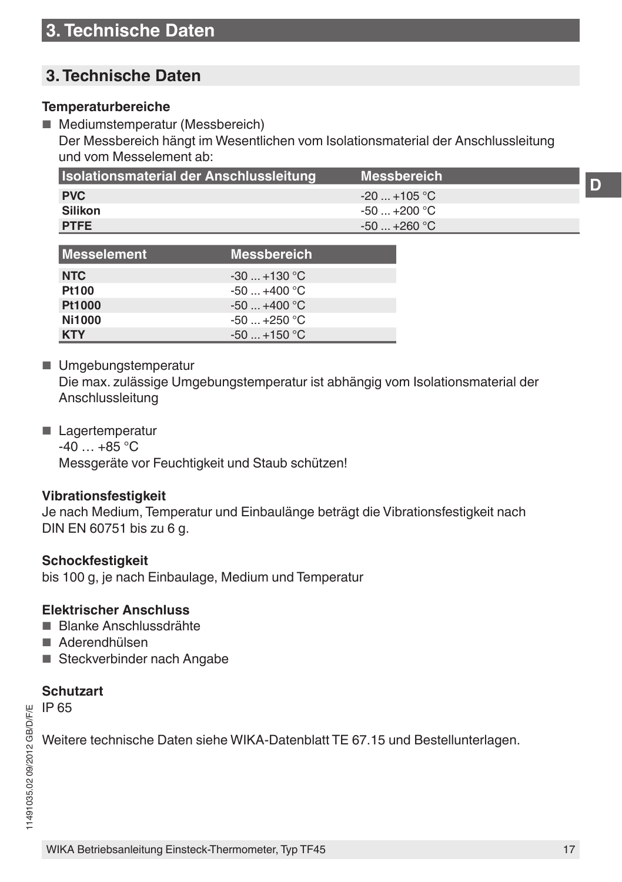## 3. Technische Daten

### Temperaturbereiche

- Mediumstemperatur (Messbereich)
  Der Messbereich hängt im Wesentlichen vom Isolationsmaterial der Anschlussleitung und vom Messelement ab:

| Isolationsmaterial der Anschlussleitung | Messbereich |
|---|---|
| **PVC** | -20 ... +105 °C |
| **Silikon** | -50 ... +200 °C |
| **PTFE** | -50 ... +260 °C |

| Messelement | Messbereich |
|---|---|
| **NTC** | -30 ... +130 °C |
| **Pt100** | -50 ... +400 °C |
| **Pt1000** | -50 ... +400 °C |
| **Ni1000** | -50 ... +250 °C |
| **KTY** | -50 ... +150 °C |

- Umgebungstemperatur
  Die max. zulässige Umgebungstemperatur ist abhängig vom Isolationsmaterial der Anschlussleitung

- Lagertemperatur
  -40 … +85 °C
  Messgeräte vor Feuchtigkeit und Staub schützen!

### Vibrationsfestigkeit

Je nach Medium, Temperatur und Einbaulänge beträgt die Vibrationsfestigkeit nach DIN EN 60751 bis zu 6 g.

### Schockfestigkeit

bis 100 g, je nach Einbaulage, Medium und Temperatur

### Elektrischer Anschluss

- Blanke Anschlussdrähte
- Aderendhülsen
- Steckverbinder nach Angabe

### Schutzart

IP 65

Weitere technische Daten siehe WIKA-Datenblatt TE 67.15 und Bestellunterlagen.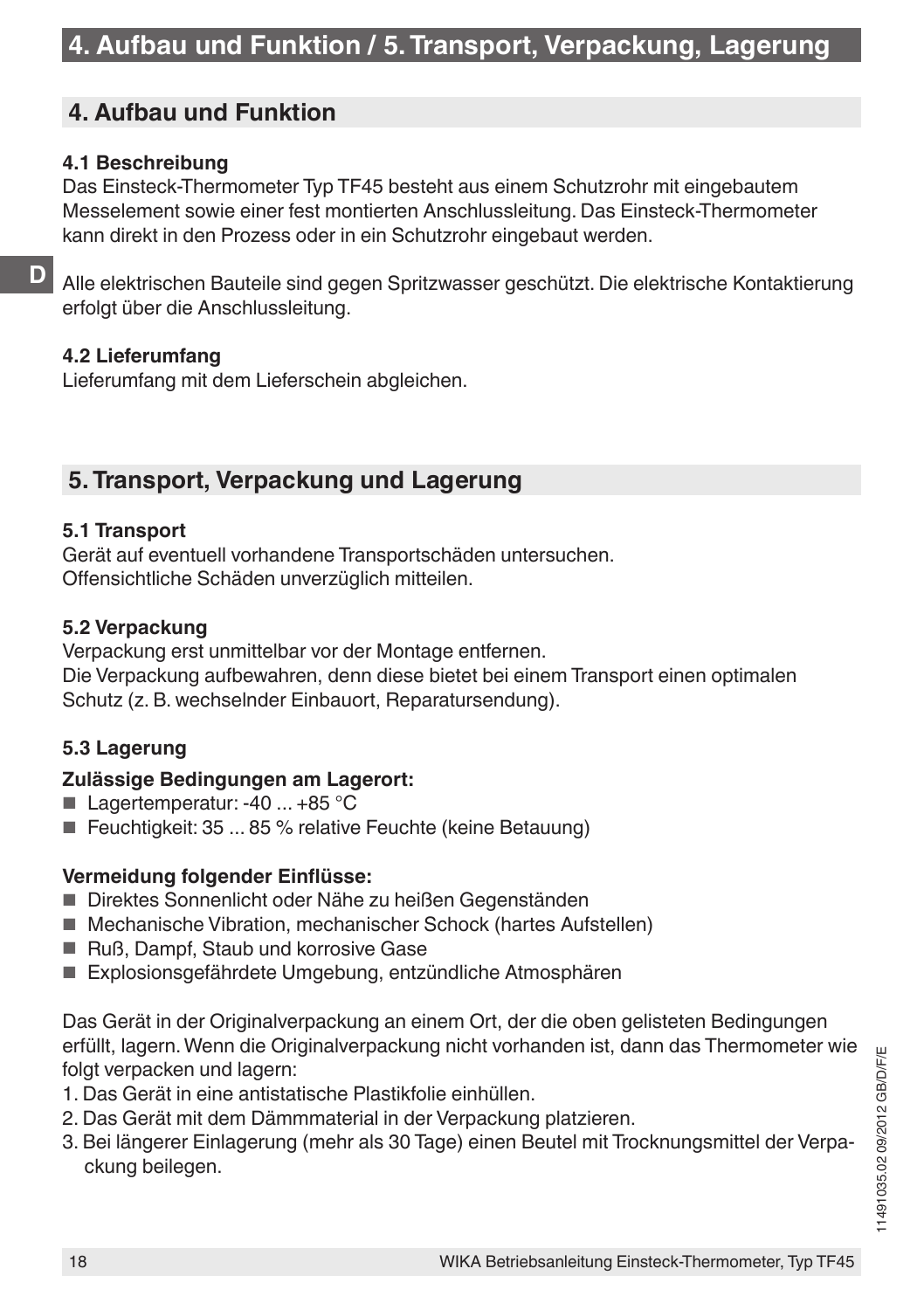## 4. Aufbau und Funktion

### 4.1 Beschreibung

Das Einsteck-Thermometer Typ TF45 besteht aus einem Schutzrohr mit eingebautem Messelement sowie einer fest montierten Anschlussleitung. Das Einsteck-Thermometer kann direkt in den Prozess oder in ein Schutzrohr eingebaut werden.

Alle elektrischen Bauteile sind gegen Spritzwasser geschützt. Die elektrische Kontaktierung erfolgt über die Anschlussleitung.

### 4.2 Lieferumfang

Lieferumfang mit dem Lieferschein abgleichen.

## 5. Transport, Verpackung und Lagerung

### 5.1 Transport

Gerät auf eventuell vorhandene Transportschäden untersuchen.
Offensichtliche Schäden unverzüglich mitteilen.

### 5.2 Verpackung

Verpackung erst unmittelbar vor der Montage entfernen.
Die Verpackung aufbewahren, denn diese bietet bei einem Transport einen optimalen Schutz (z. B. wechselnder Einbauort, Reparatursendung).

### 5.3 Lagerung

**Zulässige Bedingungen am Lagerort:**

- Lagertemperatur: -40 ... +85 °C
- Feuchtigkeit: 35 ... 85 % relative Feuchte (keine Betauung)

**Vermeidung folgender Einflüsse:**

- Direktes Sonnenlicht oder Nähe zu heißen Gegenständen
- Mechanische Vibration, mechanischer Schock (hartes Aufstellen)
- Ruß, Dampf, Staub und korrosive Gase
- Explosionsgefährdete Umgebung, entzündliche Atmosphären

Das Gerät in der Originalverpackung an einem Ort, der die oben gelisteten Bedingungen erfüllt, lagern. Wenn die Originalverpackung nicht vorhanden ist, dann das Thermometer wie folgt verpacken und lagern:

1. Das Gerät in eine antistatische Plastikfolie einhüllen.
2. Das Gerät mit dem Dämmmaterial in der Verpackung platzieren.
3. Bei längerer Einlagerung (mehr als 30 Tage) einen Beutel mit Trocknungsmittel der Verpackung beilegen.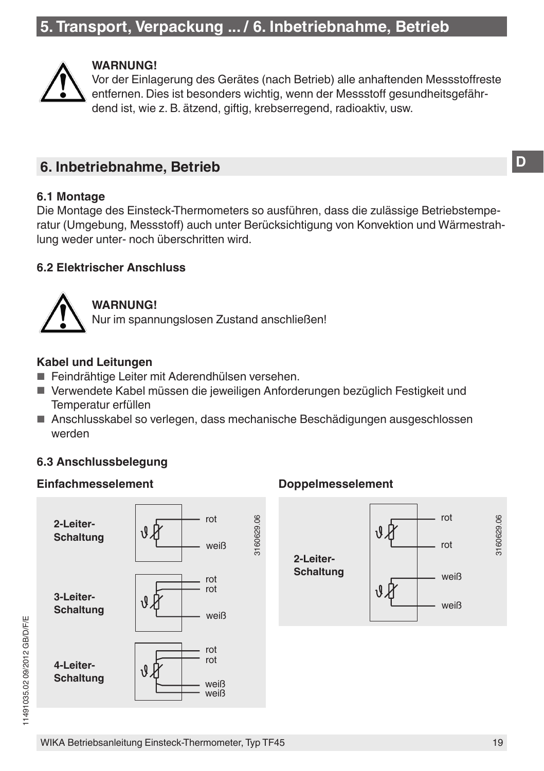## 5. Transport, Verpackung ... / 6. Inbetriebnahme, Betrieb

**WARNUNG!**
Vor der Einlagerung des Gerätes (nach Betrieb) alle anhaftenden Messstoffreste entfernen. Dies ist besonders wichtig, wenn der Messstoff gesundheitsgefährdend ist, wie z. B. ätzend, giftig, krebserregend, radioaktiv, usw.

## 6. Inbetriebnahme, Betrieb

### 6.1 Montage

Die Montage des Einsteck-Thermometers so ausführen, dass die zulässige Betriebstemperatur (Umgebung, Messstoff) auch unter Berücksichtigung von Konvektion und Wärmestrahlung weder unter- noch überschritten wird.

### 6.2 Elektrischer Anschluss

**WARNUNG!**
Nur im spannungslosen Zustand anschließen!

**Kabel und Leitungen**

- Feindrähtige Leiter mit Aderendhülsen versehen.
- Verwendete Kabel müssen die jeweiligen Anforderungen bezüglich Festigkeit und Temperatur erfüllen
- Anschlusskabel so verlegen, dass mechanische Beschädigungen ausgeschlossen werden

### 6.3 Anschlussbelegung

**Einfachmesselement**

| Schaltung | Anschlüsse |
| --- | --- |
| 2-Leiter-Schaltung | rot, weiß |
| 3-Leiter-Schaltung | rot, rot, weiß |
| 4-Leiter-Schaltung | rot, rot, weiß, weiß |

3160629.06

**Doppelmesselement**

| Schaltung | Messelement 1 | Messelement 2 |
| --- | --- | --- |
| 2-Leiter-Schaltung | rot, rot | weiß, weiß |

3160629.06

11491035.02 09/2012 GB/D/F/E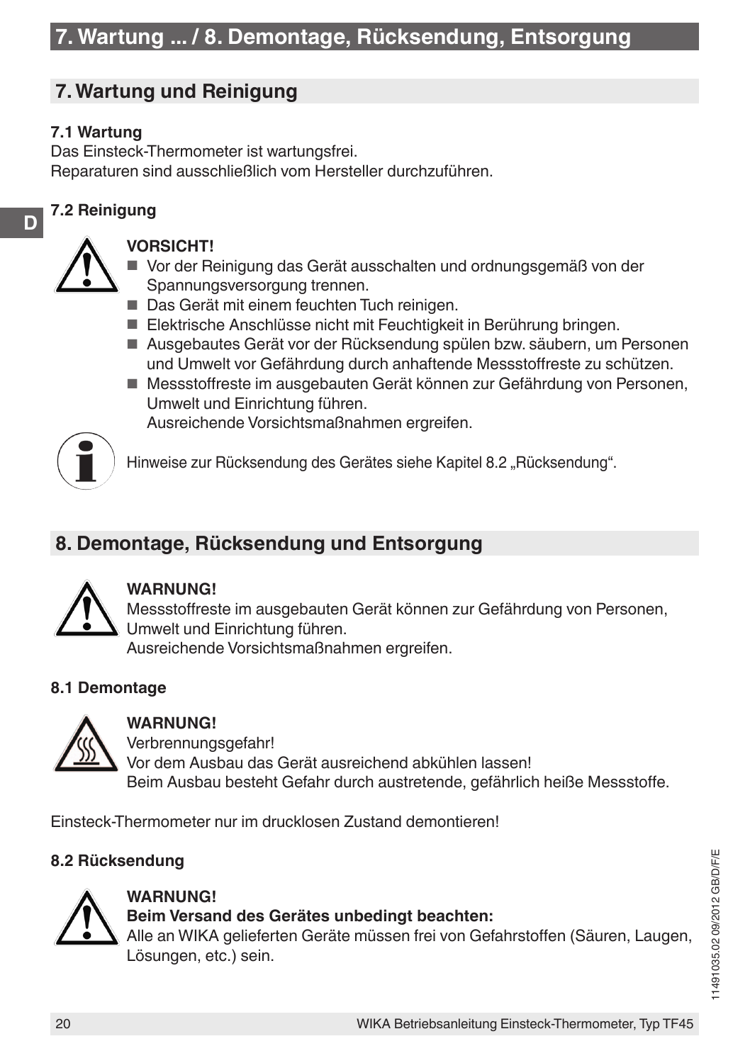## 7. Wartung und Reinigung

### 7.1 Wartung

Das Einsteck-Thermometer ist wartungsfrei.
Reparaturen sind ausschließlich vom Hersteller durchzuführen.

### 7.2 Reinigung

**VORSICHT!**

- Vor der Reinigung das Gerät ausschalten und ordnungsgemäß von der Spannungsversorgung trennen.
- Das Gerät mit einem feuchten Tuch reinigen.
- Elektrische Anschlüsse nicht mit Feuchtigkeit in Berührung bringen.
- Ausgebautes Gerät vor der Rücksendung spülen bzw. säubern, um Personen und Umwelt vor Gefährdung durch anhaftende Messstoffreste zu schützen.
- Messstoffreste im ausgebauten Gerät können zur Gefährdung von Personen, Umwelt und Einrichtung führen.
  Ausreichende Vorsichtsmaßnahmen ergreifen.

Hinweise zur Rücksendung des Gerätes siehe Kapitel 8.2 „Rücksendung".

## 8. Demontage, Rücksendung und Entsorgung

**WARNUNG!**
Messstoffreste im ausgebauten Gerät können zur Gefährdung von Personen, Umwelt und Einrichtung führen.
Ausreichende Vorsichtsmaßnahmen ergreifen.

### 8.1 Demontage

**WARNUNG!**
Verbrennungsgefahr!
Vor dem Ausbau das Gerät ausreichend abkühlen lassen!
Beim Ausbau besteht Gefahr durch austretende, gefährlich heiße Messstoffe.

Einsteck-Thermometer nur im drucklosen Zustand demontieren!

### 8.2 Rücksendung

**WARNUNG!**
**Beim Versand des Gerätes unbedingt beachten:**
Alle an WIKA gelieferten Geräte müssen frei von Gefahrstoffen (Säuren, Laugen, Lösungen, etc.) sein.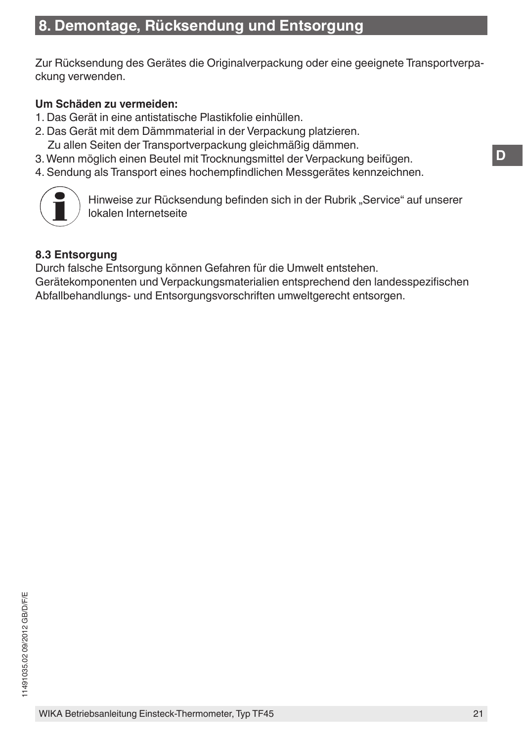# 8. Demontage, Rücksendung und Entsorgung

Zur Rücksendung des Gerätes die Originalverpackung oder eine geeignete Transportverpackung verwenden.

**Um Schäden zu vermeiden:**

1. Das Gerät in eine antistatische Plastikfolie einhüllen.
2. Das Gerät mit dem Dämmmaterial in der Verpackung platzieren.
   Zu allen Seiten der Transportverpackung gleichmäßig dämmen.
3. Wenn möglich einen Beutel mit Trocknungsmittel der Verpackung beifügen.
4. Sendung als Transport eines hochempfindlichen Messgerätes kennzeichnen.

Hinweise zur Rücksendung befinden sich in der Rubrik „Service“ auf unserer lokalen Internetseite

### 8.3 Entsorgung

Durch falsche Entsorgung können Gefahren für die Umwelt entstehen.
Gerätekomponenten und Verpackungsmaterialien entsprechend den landesspezifischen Abfallbehandlungs- und Entsorgungsvorschriften umweltgerecht entsorgen.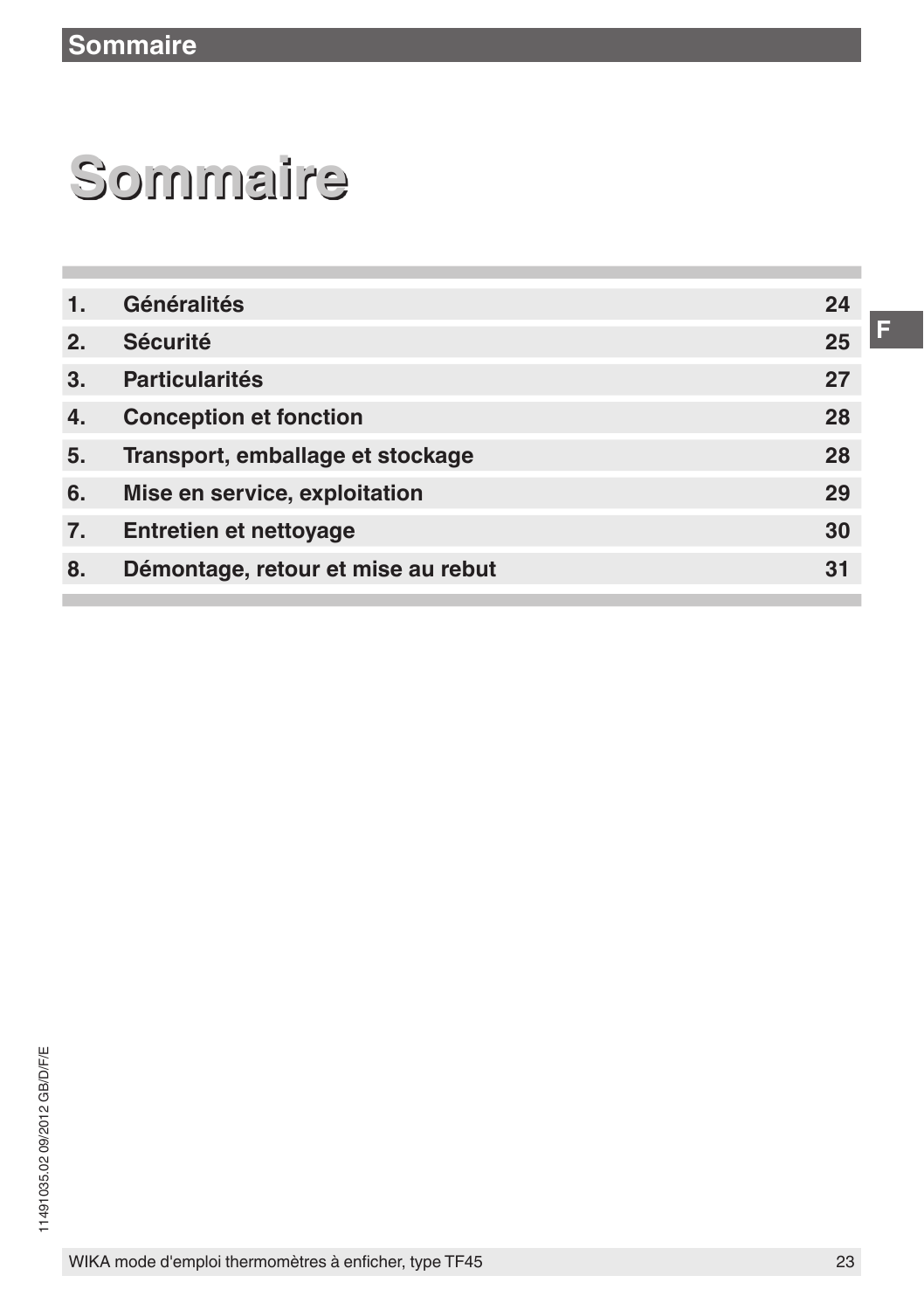# Sommaire

| | | |
|---|---|---|
| 1. | Généralités | 24 |
| 2. | Sécurité | 25 |
| 3. | Particularités | 27 |
| 4. | Conception et fonction | 28 |
| 5. | Transport, emballage et stockage | 28 |
| 6. | Mise en service, exploitation | 29 |
| 7. | Entretien et nettoyage | 30 |
| 8. | Démontage, retour et mise au rebut | 31 |

11491035.02 09/2012 GB/D/F/E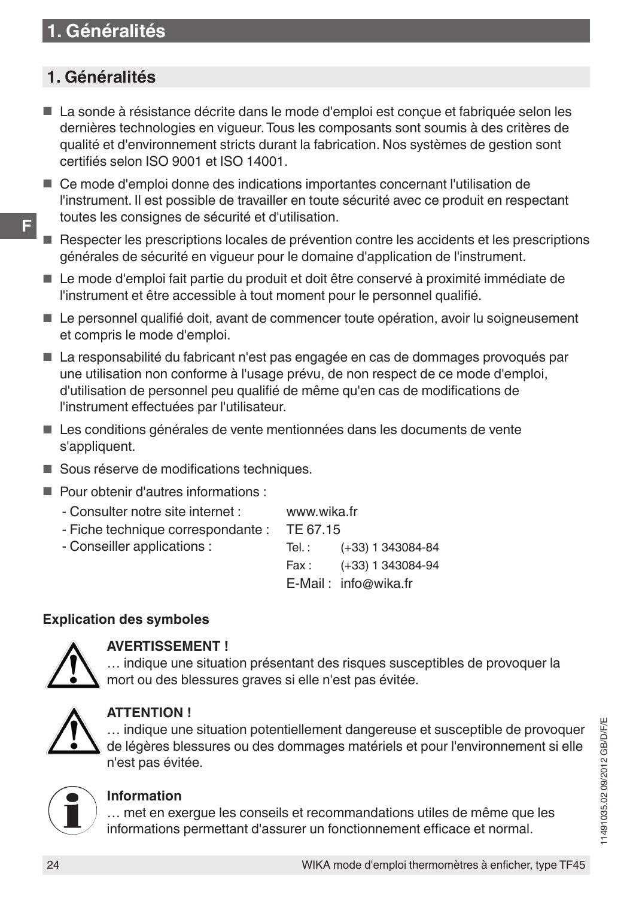## 1. Généralités

- La sonde à résistance décrite dans le mode d'emploi est conçue et fabriquée selon les dernières technologies en vigueur. Tous les composants sont soumis à des critères de qualité et d'environnement stricts durant la fabrication. Nos systèmes de gestion sont certifiés selon ISO 9001 et ISO 14001.
- Ce mode d'emploi donne des indications importantes concernant l'utilisation de l'instrument. Il est possible de travailler en toute sécurité avec ce produit en respectant toutes les consignes de sécurité et d'utilisation.
- Respecter les prescriptions locales de prévention contre les accidents et les prescriptions générales de sécurité en vigueur pour le domaine d'application de l'instrument.
- Le mode d'emploi fait partie du produit et doit être conservé à proximité immédiate de l'instrument et être accessible à tout moment pour le personnel qualifié.
- Le personnel qualifié doit, avant de commencer toute opération, avoir lu soigneusement et compris le mode d'emploi.
- La responsabilité du fabricant n'est pas engagée en cas de dommages provoqués par une utilisation non conforme à l'usage prévu, de non respect de ce mode d'emploi, d'utilisation de personnel peu qualifié de même qu'en cas de modifications de l'instrument effectuées par l'utilisateur.
- Les conditions générales de vente mentionnées dans les documents de vente s'appliquent.
- Sous réserve de modifications techniques.
- Pour obtenir d'autres informations :
  - Consulter notre site internet : www.wika.fr
  - Fiche technique correspondante : TE 67.15
  - Conseiller applications :
    Tel. : (+33) 1 343084-84
    Fax : (+33) 1 343084-94
    E-Mail : info@wika.fr

**Explication des symboles**

**AVERTISSEMENT !**
… indique une situation présentant des risques susceptibles de provoquer la mort ou des blessures graves si elle n'est pas évitée.

**ATTENTION !**
… indique une situation potentiellement dangereuse et susceptible de provoquer de légères blessures ou des dommages matériels et pour l'environnement si elle n'est pas évitée.

**Information**
… met en exergue les conseils et recommandations utiles de même que les informations permettant d'assurer un fonctionnement efficace et normal.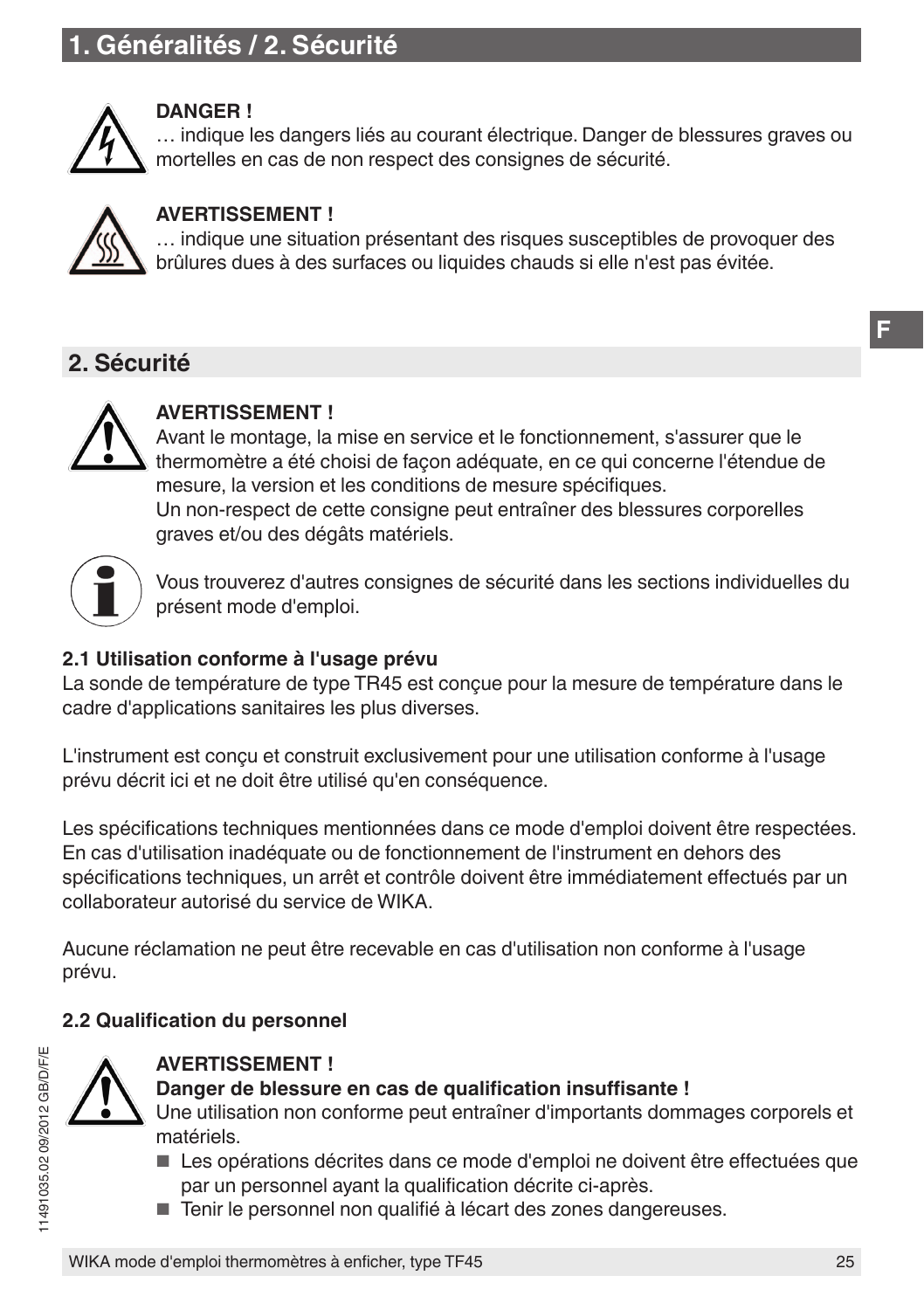**DANGER !**
… indique les dangers liés au courant électrique. Danger de blessures graves ou mortelles en cas de non respect des consignes de sécurité.

**AVERTISSEMENT !**
… indique une situation présentant des risques susceptibles de provoquer des brûlures dues à des surfaces ou liquides chauds si elle n'est pas évitée.

## 2. Sécurité

**AVERTISSEMENT !**
Avant le montage, la mise en service et le fonctionnement, s'assurer que le thermomètre a été choisi de façon adéquate, en ce qui concerne l'étendue de mesure, la version et les conditions de mesure spécifiques.
Un non-respect de cette consigne peut entraîner des blessures corporelles graves et/ou des dégâts matériels.

Vous trouverez d'autres consignes de sécurité dans les sections individuelles du présent mode d'emploi.

### 2.1 Utilisation conforme à l'usage prévu

La sonde de température de type TR45 est conçue pour la mesure de température dans le cadre d'applications sanitaires les plus diverses.

L'instrument est conçu et construit exclusivement pour une utilisation conforme à l'usage prévu décrit ici et ne doit être utilisé qu'en conséquence.

Les spécifications techniques mentionnées dans ce mode d'emploi doivent être respectées. En cas d'utilisation inadéquate ou de fonctionnement de l'instrument en dehors des spécifications techniques, un arrêt et contrôle doivent être immédiatement effectués par un collaborateur autorisé du service de WIKA.

Aucune réclamation ne peut être recevable en cas d'utilisation non conforme à l'usage prévu.

### 2.2 Qualification du personnel

**AVERTISSEMENT !**
**Danger de blessure en cas de qualification insuffisante !**
Une utilisation non conforme peut entraîner d'importants dommages corporels et matériels.

- Les opérations décrites dans ce mode d'emploi ne doivent être effectuées que par un personnel ayant la qualification décrite ci-après.
- Tenir le personnel non qualifié à lécart des zones dangereuses.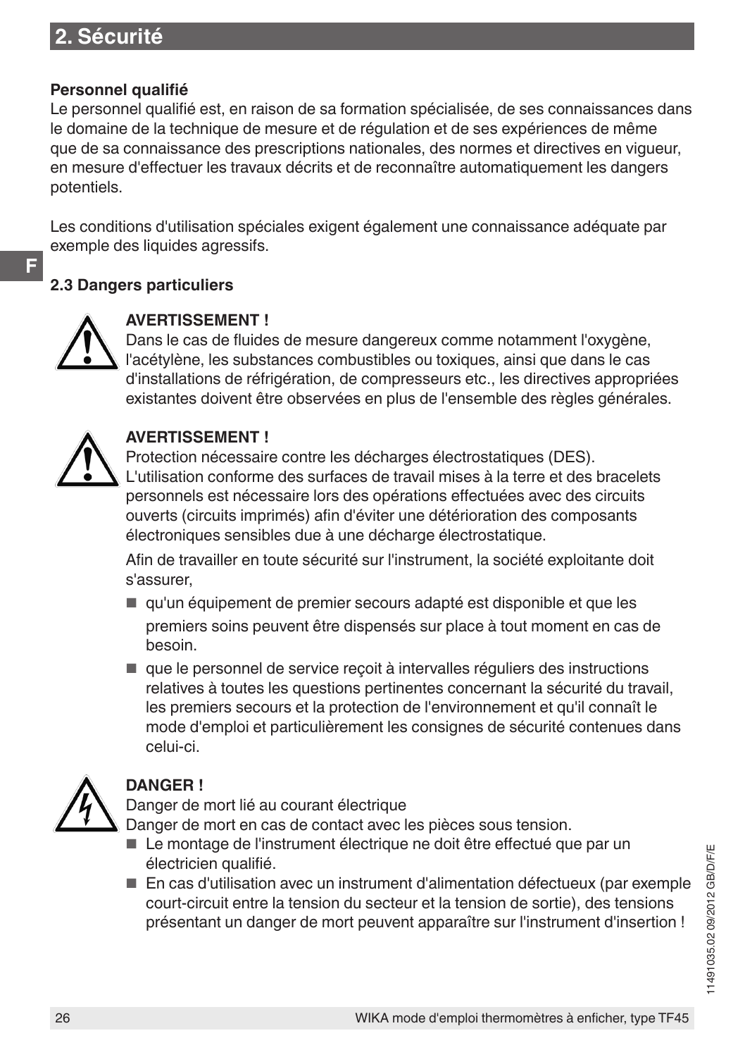**Personnel qualifié**

Le personnel qualifié est, en raison de sa formation spécialisée, de ses connaissances dans le domaine de la technique de mesure et de régulation et de ses expériences de même que de sa connaissance des prescriptions nationales, des normes et directives en vigueur, en mesure d'effectuer les travaux décrits et de reconnaître automatiquement les dangers potentiels.

Les conditions d'utilisation spéciales exigent également une connaissance adéquate par exemple des liquides agressifs.

### 2.3 Dangers particuliers

**AVERTISSEMENT !**
Dans le cas de fluides de mesure dangereux comme notamment l'oxygène, l'acétylène, les substances combustibles ou toxiques, ainsi que dans le cas d'installations de réfrigération, de compresseurs etc., les directives appropriées existantes doivent être observées en plus de l'ensemble des règles générales.

**AVERTISSEMENT !**
Protection nécessaire contre les décharges électrostatiques (DES).
L'utilisation conforme des surfaces de travail mises à la terre et des bracelets personnels est nécessaire lors des opérations effectuées avec des circuits ouverts (circuits imprimés) afin d'éviter une détérioration des composants électroniques sensibles due à une décharge électrostatique.

Afin de travailler en toute sécurité sur l'instrument, la société exploitante doit s'assurer,

- qu'un équipement de premier secours adapté est disponible et que les premiers soins peuvent être dispensés sur place à tout moment en cas de besoin.
- que le personnel de service reçoit à intervalles réguliers des instructions relatives à toutes les questions pertinentes concernant la sécurité du travail, les premiers secours et la protection de l'environnement et qu'il connaît le mode d'emploi et particulièrement les consignes de sécurité contenues dans celui-ci.

**DANGER !**
Danger de mort lié au courant électrique
Danger de mort en cas de contact avec les pièces sous tension.

- Le montage de l'instrument électrique ne doit être effectué que par un électricien qualifié.
- En cas d'utilisation avec un instrument d'alimentation défectueux (par exemple court-circuit entre la tension du secteur et la tension de sortie), des tensions présentant un danger de mort peuvent apparaître sur l'instrument d'insertion !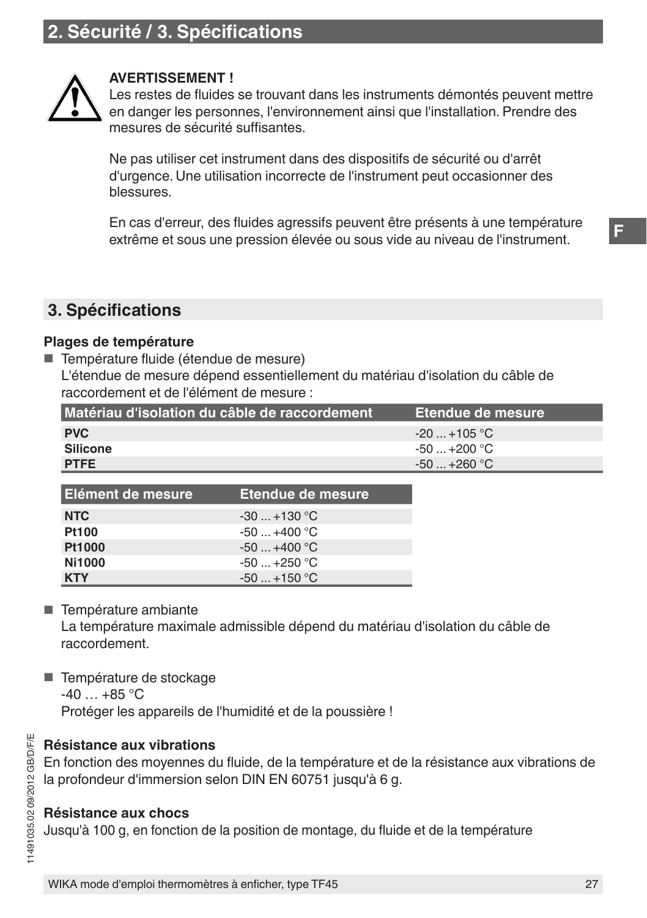## 2. Sécurité / 3. Spécifications

**AVERTISSEMENT !**
Les restes de fluides se trouvant dans les instruments démontés peuvent mettre en danger les personnes, l'environnement ainsi que l'installation. Prendre des mesures de sécurité suffisantes.

Ne pas utiliser cet instrument dans des dispositifs de sécurité ou d'arrêt d'urgence. Une utilisation incorrecte de l'instrument peut occasionner des blessures.

En cas d'erreur, des fluides agressifs peuvent être présents à une température extrême et sous une pression élevée ou sous vide au niveau de l'instrument.

## 3. Spécifications

**Plages de température**

- Température fluide (étendue de mesure)
  L'étendue de mesure dépend essentiellement du matériau d'isolation du câble de raccordement et de l'élément de mesure :

| Matériau d'isolation du câble de raccordement | Etendue de mesure |
|---|---|
| **PVC** | -20 ... +105 °C |
| **Silicone** | -50 ... +200 °C |
| **PTFE** | -50 ... +260 °C |

| Elément de mesure | Etendue de mesure |
|---|---|
| **NTC** | -30 ... +130 °C |
| **Pt100** | -50 ... +400 °C |
| **Pt1000** | -50 ... +400 °C |
| **Ni1000** | -50 ... +250 °C |
| **KTY** | -50 ... +150 °C |

- Température ambiante
  La température maximale admissible dépend du matériau d'isolation du câble de raccordement.

- Température de stockage
  -40 … +85 °C
  Protéger les appareils de l'humidité et de la poussière !

**Résistance aux vibrations**
En fonction des moyennes du fluide, de la température et de la résistance aux vibrations de la profondeur d'immersion selon DIN EN 60751 jusqu'à 6 g.

**Résistance aux chocs**
Jusqu'à 100 g, en fonction de la position de montage, du fluide et de la température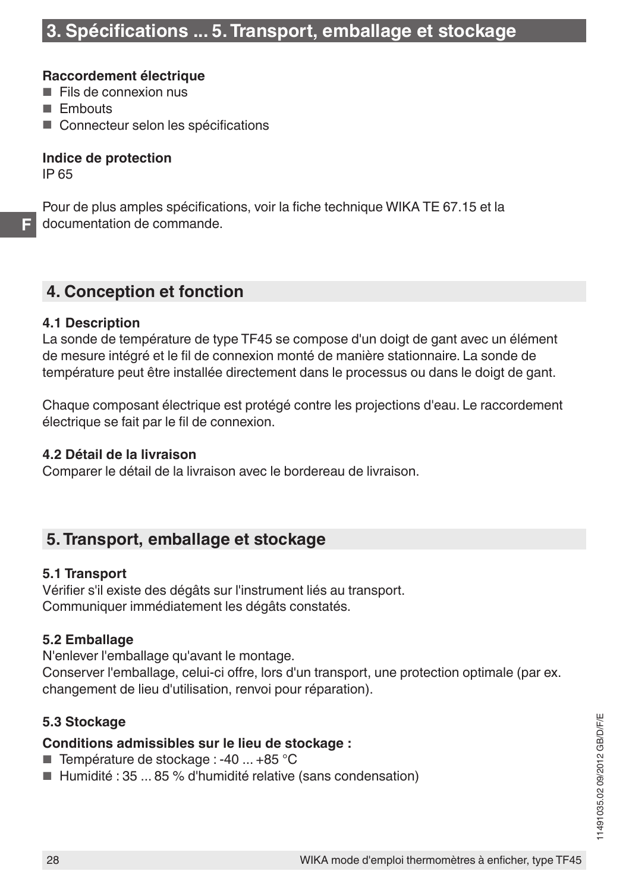**Raccordement électrique**

- Fils de connexion nus
- Embouts
- Connecteur selon les spécifications

**Indice de protection**

IP 65

Pour de plus amples spécifications, voir la fiche technique WIKA TE 67.15 et la documentation de commande.

## 4. Conception et fonction

### 4.1 Description

La sonde de température de type TF45 se compose d'un doigt de gant avec un élément de mesure intégré et le fil de connexion monté de manière stationnaire. La sonde de température peut être installée directement dans le processus ou dans le doigt de gant.

Chaque composant électrique est protégé contre les projections d'eau. Le raccordement électrique se fait par le fil de connexion.

### 4.2 Détail de la livraison

Comparer le détail de la livraison avec le bordereau de livraison.

## 5. Transport, emballage et stockage

### 5.1 Transport

Vérifier s'il existe des dégâts sur l'instrument liés au transport.
Communiquer immédiatement les dégâts constatés.

### 5.2 Emballage

N'enlever l'emballage qu'avant le montage.
Conserver l'emballage, celui-ci offre, lors d'un transport, une protection optimale (par ex. changement de lieu d'utilisation, renvoi pour réparation).

### 5.3 Stockage

**Conditions admissibles sur le lieu de stockage :**

- Température de stockage : -40 ... +85 °C
- Humidité : 35 ... 85 % d'humidité relative (sans condensation)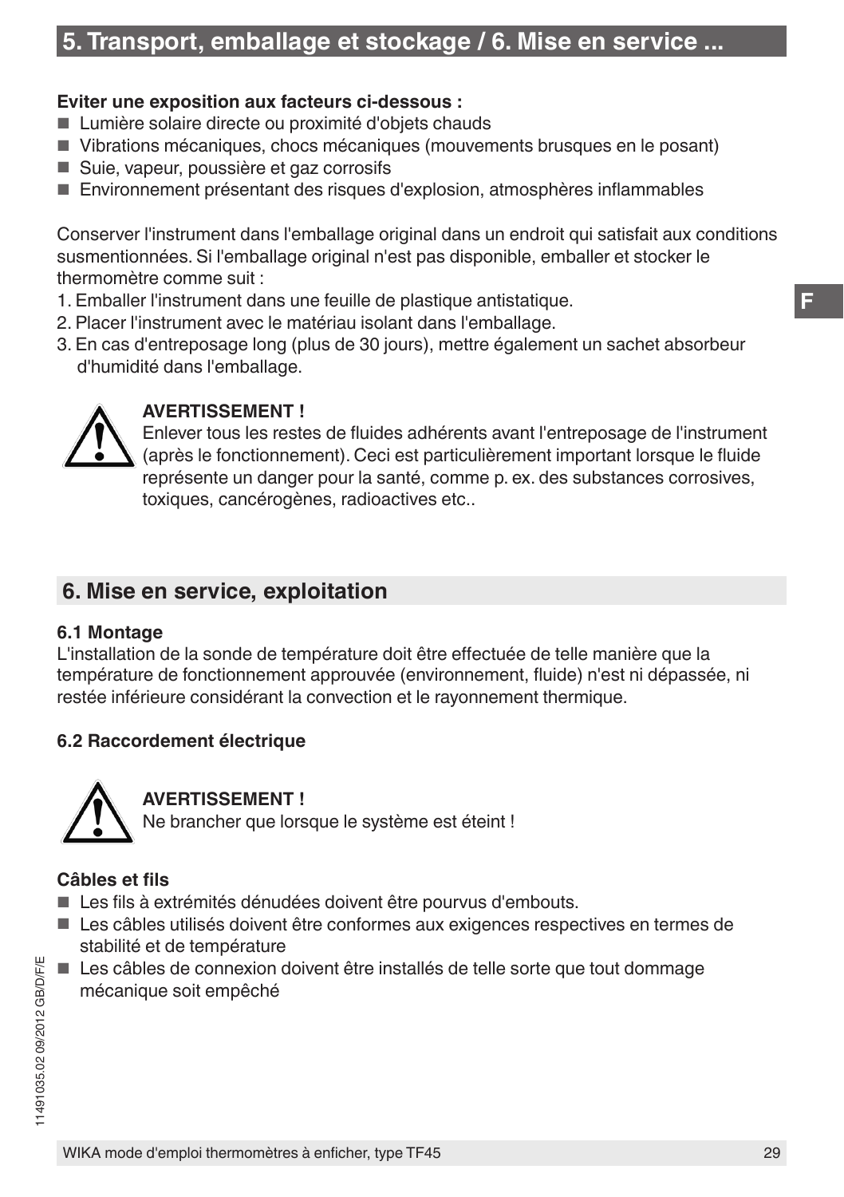**Eviter une exposition aux facteurs ci-dessous :**

- Lumière solaire directe ou proximité d'objets chauds
- Vibrations mécaniques, chocs mécaniques (mouvements brusques en le posant)
- Suie, vapeur, poussière et gaz corrosifs
- Environnement présentant des risques d'explosion, atmosphères inflammables

Conserver l'instrument dans l'emballage original dans un endroit qui satisfait aux conditions susmentionnées. Si l'emballage original n'est pas disponible, emballer et stocker le thermomètre comme suit :

1. Emballer l'instrument dans une feuille de plastique antistatique.
2. Placer l'instrument avec le matériau isolant dans l'emballage.
3. En cas d'entreposage long (plus de 30 jours), mettre également un sachet absorbeur d'humidité dans l'emballage.

**AVERTISSEMENT !**
Enlever tous les restes de fluides adhérents avant l'entreposage de l'instrument (après le fonctionnement). Ceci est particulièrement important lorsque le fluide représente un danger pour la santé, comme p. ex. des substances corrosives, toxiques, cancérogènes, radioactives etc..

## 6. Mise en service, exploitation

### 6.1 Montage

L'installation de la sonde de température doit être effectuée de telle manière que la température de fonctionnement approuvée (environnement, fluide) n'est ni dépassée, ni restée inférieure considérant la convection et le rayonnement thermique.

### 6.2 Raccordement électrique

**AVERTISSEMENT !**
Ne brancher que lorsque le système est éteint !

**Câbles et fils**

- Les fils à extrémités dénudées doivent être pourvus d'embouts.
- Les câbles utilisés doivent être conformes aux exigences respectives en termes de stabilité et de température
- Les câbles de connexion doivent être installés de telle sorte que tout dommage mécanique soit empêché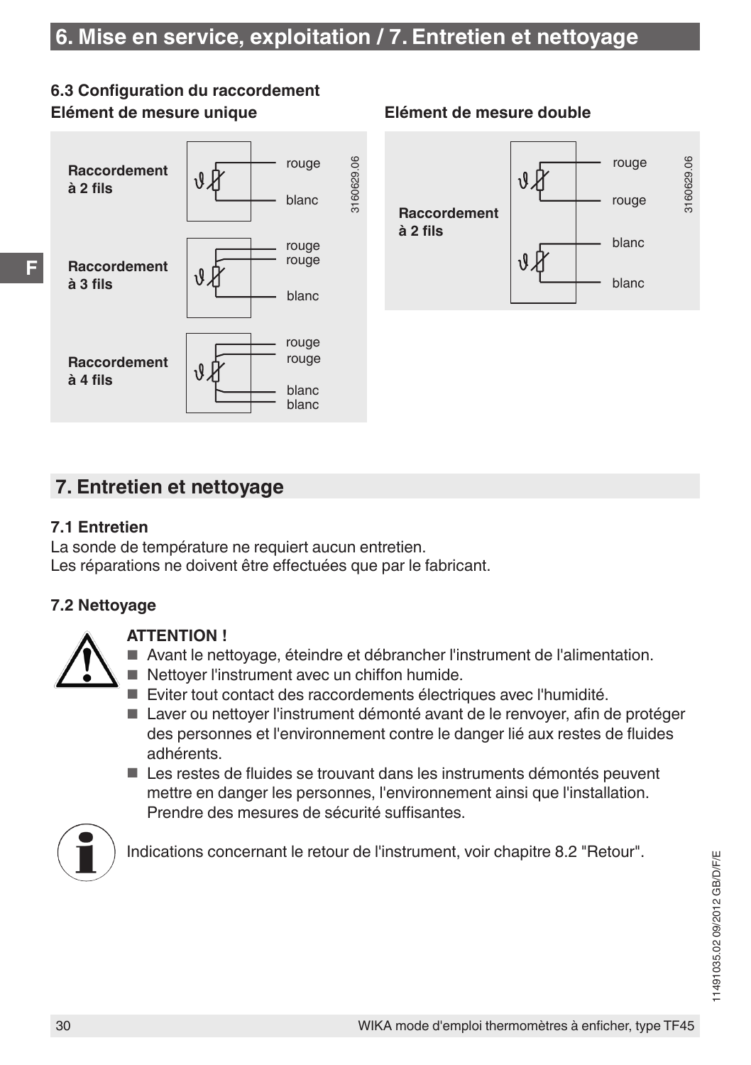# 6. Mise en service, exploitation / 7. Entretien et nettoyage

### 6.3 Configuration du raccordement

**Elément de mesure unique**

**Raccordement à 2 fils**

rouge
blanc

**Raccordement à 3 fils**

rouge
rouge
blanc

**Raccordement à 4 fils**

rouge
rouge
blanc
blanc

3160629.06

**Elément de mesure double**

**Raccordement à 2 fils**

rouge
rouge
blanc
blanc

3160629.06

## 7. Entretien et nettoyage

### 7.1 Entretien

La sonde de température ne requiert aucun entretien.
Les réparations ne doivent être effectuées que par le fabricant.

### 7.2 Nettoyage

**ATTENTION !**

- Avant le nettoyage, éteindre et débrancher l'instrument de l'alimentation.
- Nettoyer l'instrument avec un chiffon humide.
- Eviter tout contact des raccordements électriques avec l'humidité.
- Laver ou nettoyer l'instrument démonté avant de le renvoyer, afin de protéger des personnes et l'environnement contre le danger lié aux restes de fluides adhérents.
- Les restes de fluides se trouvant dans les instruments démontés peuvent mettre en danger les personnes, l'environnement ainsi que l'installation. Prendre des mesures de sécurité suffisantes.

Indications concernant le retour de l'instrument, voir chapitre 8.2 "Retour".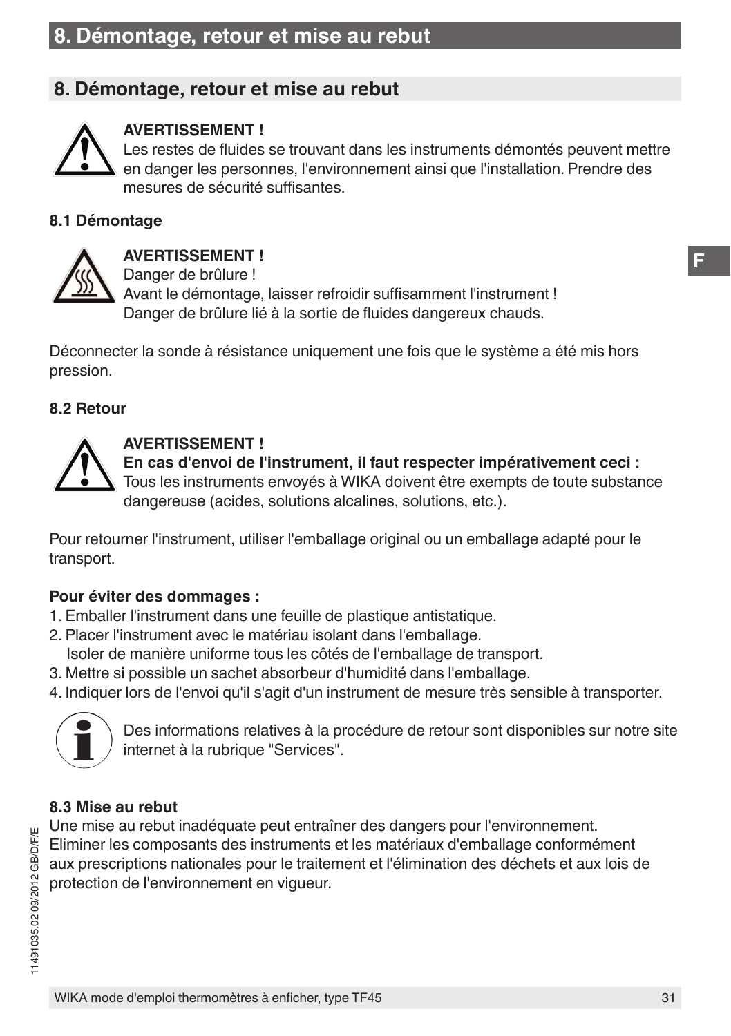## 8. Démontage, retour et mise au rebut

**AVERTISSEMENT !**
Les restes de fluides se trouvant dans les instruments démontés peuvent mettre en danger les personnes, l'environnement ainsi que l'installation. Prendre des mesures de sécurité suffisantes.

### 8.1 Démontage

**AVERTISSEMENT !**
Danger de brûlure !
Avant le démontage, laisser refroidir suffisamment l'instrument !
Danger de brûlure lié à la sortie de fluides dangereux chauds.

Déconnecter la sonde à résistance uniquement une fois que le système a été mis hors pression.

### 8.2 Retour

**AVERTISSEMENT !**
**En cas d'envoi de l'instrument, il faut respecter impérativement ceci :**
Tous les instruments envoyés à WIKA doivent être exempts de toute substance dangereuse (acides, solutions alcalines, solutions, etc.).

Pour retourner l'instrument, utiliser l'emballage original ou un emballage adapté pour le transport.

**Pour éviter des dommages :**

1. Emballer l'instrument dans une feuille de plastique antistatique.
2. Placer l'instrument avec le matériau isolant dans l'emballage.
   Isoler de manière uniforme tous les côtés de l'emballage de transport.
3. Mettre si possible un sachet absorbeur d'humidité dans l'emballage.
4. Indiquer lors de l'envoi qu'il s'agit d'un instrument de mesure très sensible à transporter.

Des informations relatives à la procédure de retour sont disponibles sur notre site internet à la rubrique "Services".

### 8.3 Mise au rebut

Une mise au rebut inadéquate peut entraîner des dangers pour l'environnement.
Eliminer les composants des instruments et les matériaux d'emballage conformément aux prescriptions nationales pour le traitement et l'élimination des déchets et aux lois de protection de l'environnement en vigueur.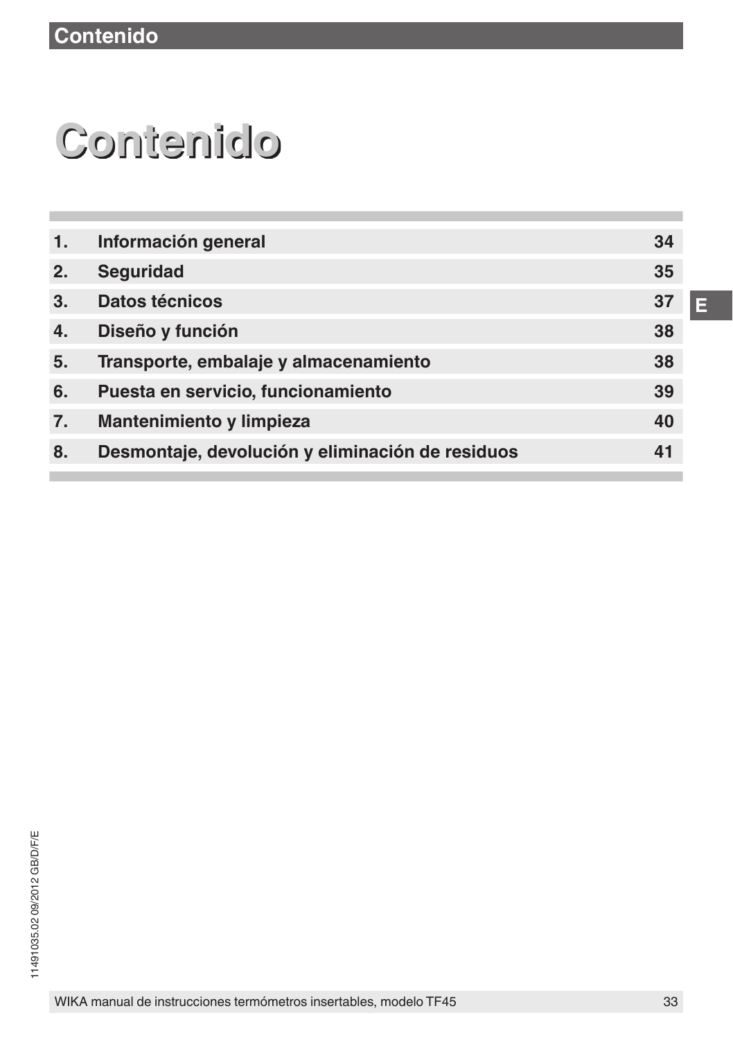# Contenido

| | | |
|---|---|---|
| 1. | Información general | 34 |
| 2. | Seguridad | 35 |
| 3. | Datos técnicos | 37 |
| 4. | Diseño y función | 38 |
| 5. | Transporte, embalaje y almacenamiento | 38 |
| 6. | Puesta en servicio, funcionamiento | 39 |
| 7. | Mantenimiento y limpieza | 40 |
| 8. | Desmontaje, devolución y eliminación de residuos | 41 |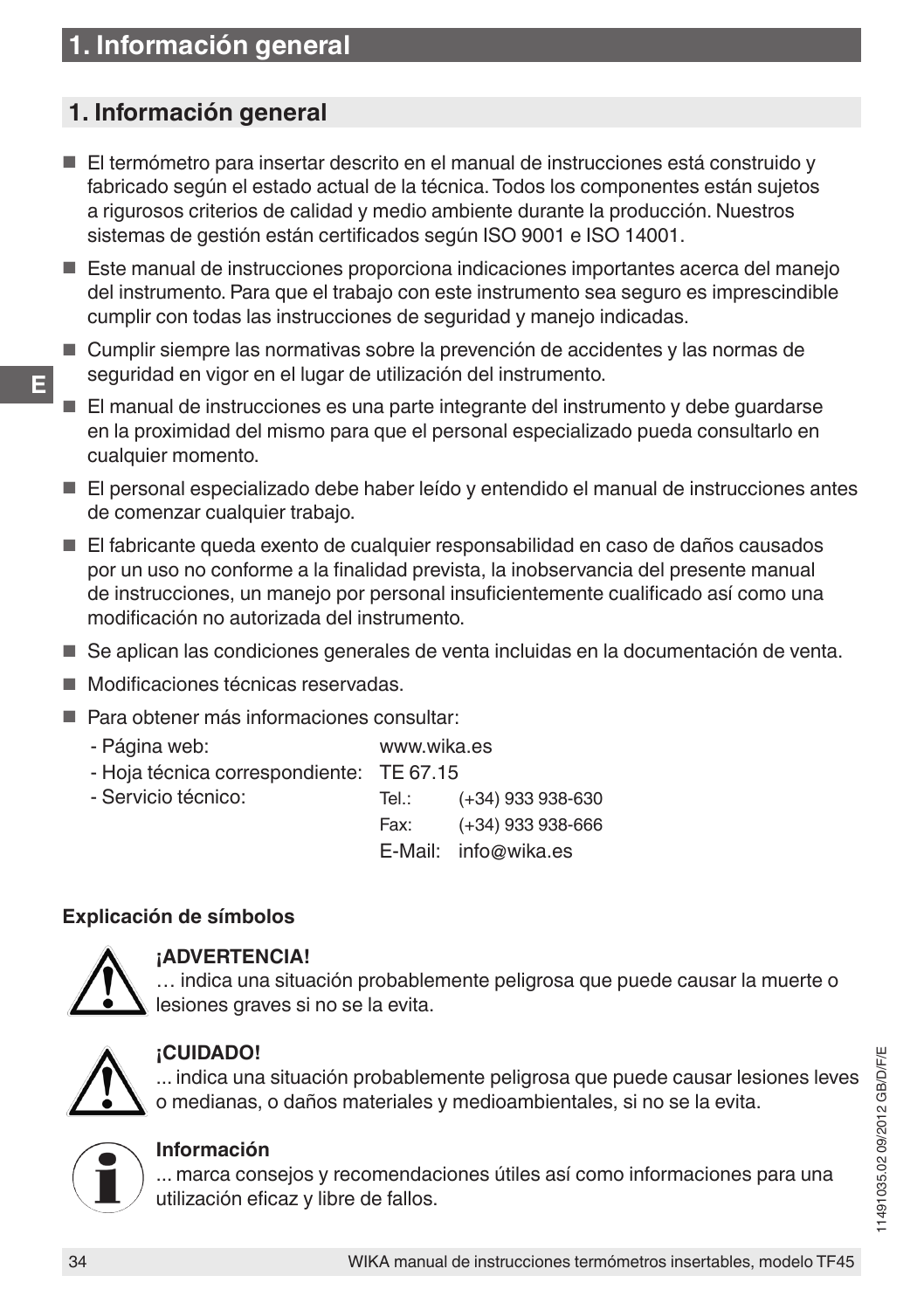# 1. Información general

## 1. Información general

- El termómetro para insertar descrito en el manual de instrucciones está construido y fabricado según el estado actual de la técnica. Todos los componentes están sujetos a rigurosos criterios de calidad y medio ambiente durante la producción. Nuestros sistemas de gestión están certificados según ISO 9001 e ISO 14001.
- Este manual de instrucciones proporciona indicaciones importantes acerca del manejo del instrumento. Para que el trabajo con este instrumento sea seguro es imprescindible cumplir con todas las instrucciones de seguridad y manejo indicadas.
- Cumplir siempre las normativas sobre la prevención de accidentes y las normas de seguridad en vigor en el lugar de utilización del instrumento.
- El manual de instrucciones es una parte integrante del instrumento y debe guardarse en la proximidad del mismo para que el personal especializado pueda consultarlo en cualquier momento.
- El personal especializado debe haber leído y entendido el manual de instrucciones antes de comenzar cualquier trabajo.
- El fabricante queda exento de cualquier responsabilidad en caso de daños causados por un uso no conforme a la finalidad prevista, la inobservancia del presente manual de instrucciones, un manejo por personal insuficientemente cualificado así como una modificación no autorizada del instrumento.
- Se aplican las condiciones generales de venta incluidas en la documentación de venta.
- Modificaciones técnicas reservadas.
- Para obtener más informaciones consultar:
  - Página web: www.wika.es
  - Hoja técnica correspondiente: TE 67.15
  - Servicio técnico: Tel.: (+34) 933 938-630
    Fax: (+34) 933 938-666
    E-Mail: info@wika.es

**Explicación de símbolos**

**¡ADVERTENCIA!**
… indica una situación probablemente peligrosa que puede causar la muerte o lesiones graves si no se la evita.

**¡CUIDADO!**
... indica una situación probablemente peligrosa que puede causar lesiones leves o medianas, o daños materiales y medioambientales, si no se la evita.

**Información**
... marca consejos y recomendaciones útiles así como informaciones para una utilización eficaz y libre de fallos.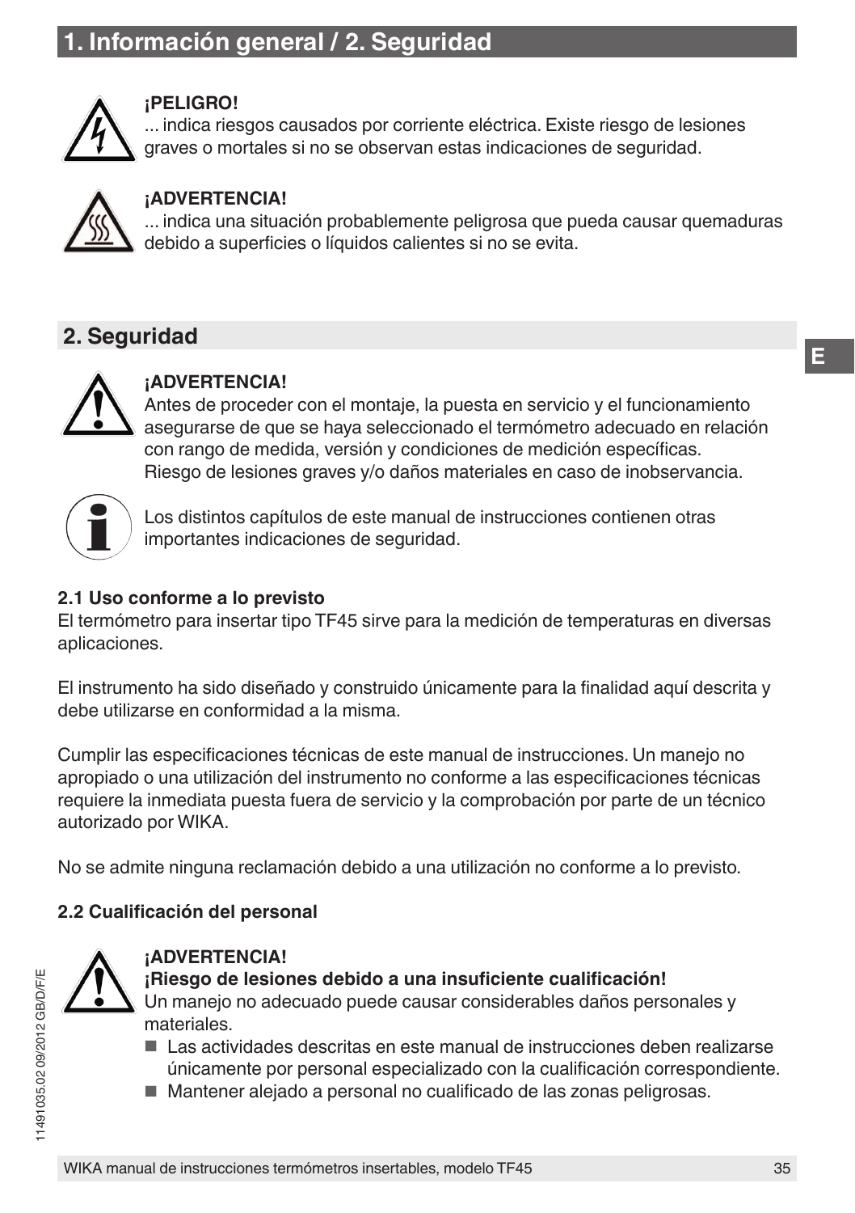## 1. Información general / 2. Seguridad

**¡PELIGRO!**
... indica riesgos causados por corriente eléctrica. Existe riesgo de lesiones graves o mortales si no se observan estas indicaciones de seguridad.

**¡ADVERTENCIA!**
... indica una situación probablemente peligrosa que pueda causar quemaduras debido a superficies o líquidos calientes si no se evita.

## 2. Seguridad

**¡ADVERTENCIA!**
Antes de proceder con el montaje, la puesta en servicio y el funcionamiento asegurarse de que se haya seleccionado el termómetro adecuado en relación con rango de medida, versión y condiciones de medición específicas.
Riesgo de lesiones graves y/o daños materiales en caso de inobservancia.

Los distintos capítulos de este manual de instrucciones contienen otras importantes indicaciones de seguridad.

### 2.1 Uso conforme a lo previsto

El termómetro para insertar tipo TF45 sirve para la medición de temperaturas en diversas aplicaciones.

El instrumento ha sido diseñado y construido únicamente para la finalidad aquí descrita y debe utilizarse en conformidad a la misma.

Cumplir las especificaciones técnicas de este manual de instrucciones. Un manejo no apropiado o una utilización del instrumento no conforme a las especificaciones técnicas requiere la inmediata puesta fuera de servicio y la comprobación por parte de un técnico autorizado por WIKA.

No se admite ninguna reclamación debido a una utilización no conforme a lo previsto.

### 2.2 Cualificación del personal

**¡ADVERTENCIA!**
**¡Riesgo de lesiones debido a una insuficiente cualificación!**
Un manejo no adecuado puede causar considerables daños personales y materiales.

- Las actividades descritas en este manual de instrucciones deben realizarse únicamente por personal especializado con la cualificación correspondiente.
- Mantener alejado a personal no cualificado de las zonas peligrosas.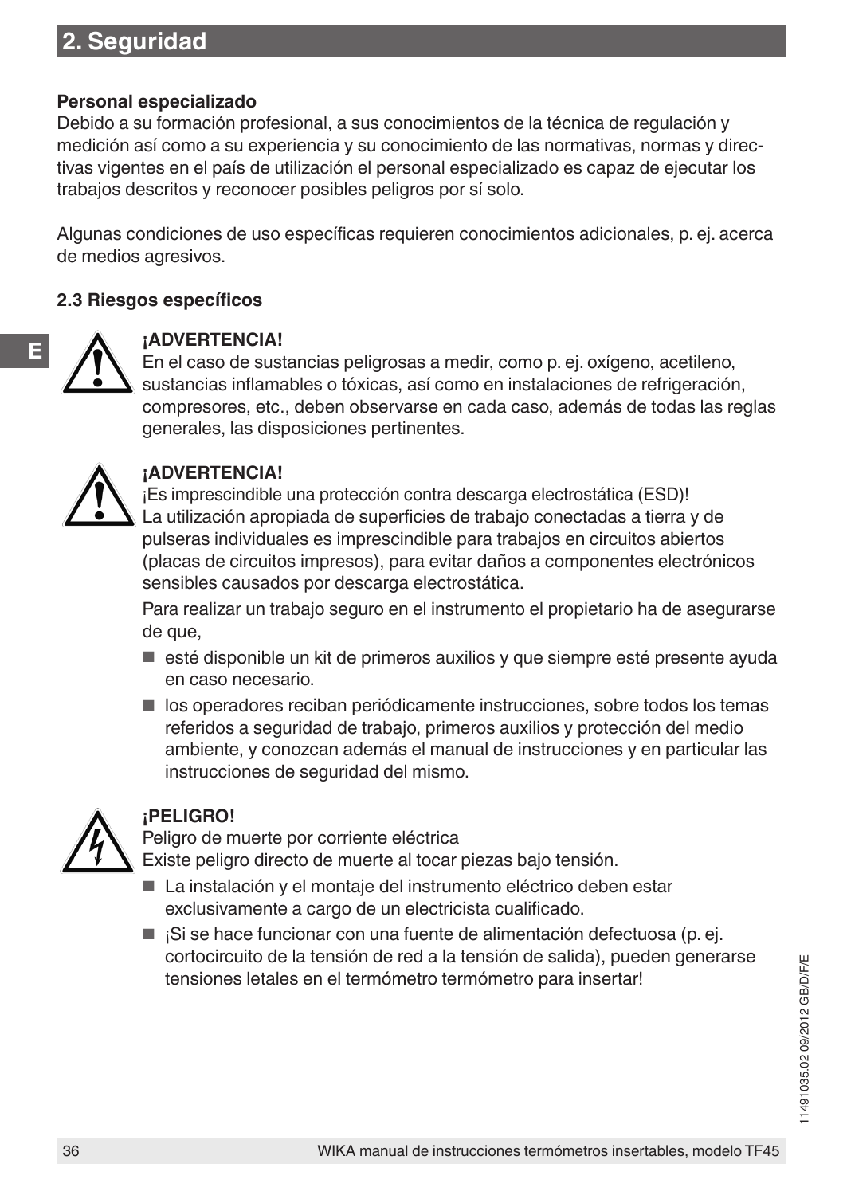## 2. Seguridad

**Personal especializado**

Debido a su formación profesional, a sus conocimientos de la técnica de regulación y medición así como a su experiencia y su conocimiento de las normativas, normas y directivas vigentes en el país de utilización el personal especializado es capaz de ejecutar los trabajos descritos y reconocer posibles peligros por sí solo.

Algunas condiciones de uso específicas requieren conocimientos adicionales, p. ej. acerca de medios agresivos.

### 2.3 Riesgos específicos

**¡ADVERTENCIA!**

En el caso de sustancias peligrosas a medir, como p. ej. oxígeno, acetileno, sustancias inflamables o tóxicas, así como en instalaciones de refrigeración, compresores, etc., deben observarse en cada caso, además de todas las reglas generales, las disposiciones pertinentes.

**¡ADVERTENCIA!**

¡Es imprescindible una protección contra descarga electrostática (ESD)!

La utilización apropiada de superficies de trabajo conectadas a tierra y de pulseras individuales es imprescindible para trabajos en circuitos abiertos (placas de circuitos impresos), para evitar daños a componentes electrónicos sensibles causados por descarga electrostática.

Para realizar un trabajo seguro en el instrumento el propietario ha de asegurarse de que,

- esté disponible un kit de primeros auxilios y que siempre esté presente ayuda en caso necesario.
- los operadores reciban periódicamente instrucciones, sobre todos los temas referidos a seguridad de trabajo, primeros auxilios y protección del medio ambiente, y conozcan además el manual de instrucciones y en particular las instrucciones de seguridad del mismo.

**¡PELIGRO!**

Peligro de muerte por corriente eléctrica

Existe peligro directo de muerte al tocar piezas bajo tensión.

- La instalación y el montaje del instrumento eléctrico deben estar exclusivamente a cargo de un electricista cualificado.
- ¡Si se hace funcionar con una fuente de alimentación defectuosa (p. ej. cortocircuito de la tensión de red a la tensión de salida), pueden generarse tensiones letales en el termómetro termómetro para insertar!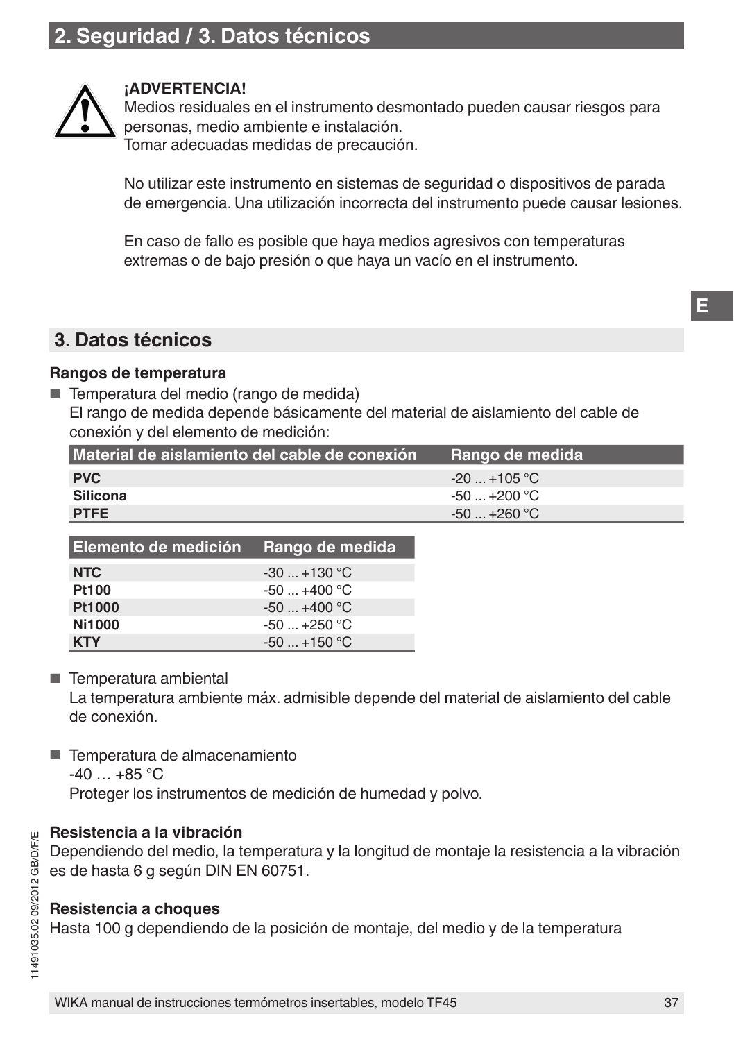## 2. Seguridad / 3. Datos técnicos

**¡ADVERTENCIA!**
Medios residuales en el instrumento desmontado pueden causar riesgos para personas, medio ambiente e instalación.
Tomar adecuadas medidas de precaución.

No utilizar este instrumento en sistemas de seguridad o dispositivos de parada de emergencia. Una utilización incorrecta del instrumento puede causar lesiones.

En caso de fallo es posible que haya medios agresivos con temperaturas extremas o de bajo presión o que haya un vacío en el instrumento.

## 3. Datos técnicos

### Rangos de temperatura

- Temperatura del medio (rango de medida)
  El rango de medida depende básicamente del material de aislamiento del cable de conexión y del elemento de medición:

| Material de aislamiento del cable de conexión | Rango de medida |
|---|---|
| **PVC** | -20 ... +105 °C |
| **Silicona** | -50 ... +200 °C |
| **PTFE** | -50 ... +260 °C |

| Elemento de medición | Rango de medida |
|---|---|
| **NTC** | -30 ... +130 °C |
| **Pt100** | -50 ... +400 °C |
| **Pt1000** | -50 ... +400 °C |
| **Ni1000** | -50 ... +250 °C |
| **KTY** | -50 ... +150 °C |

- Temperatura ambiental
  La temperatura ambiente máx. admisible depende del material de aislamiento del cable de conexión.

- Temperatura de almacenamiento
  -40 … +85 °C
  Proteger los instrumentos de medición de humedad y polvo.

### Resistencia a la vibración

Dependiendo del medio, la temperatura y la longitud de montaje la resistencia a la vibración es de hasta 6 g según DIN EN 60751.

### Resistencia a choques

Hasta 100 g dependiendo de la posición de montaje, del medio y de la temperatura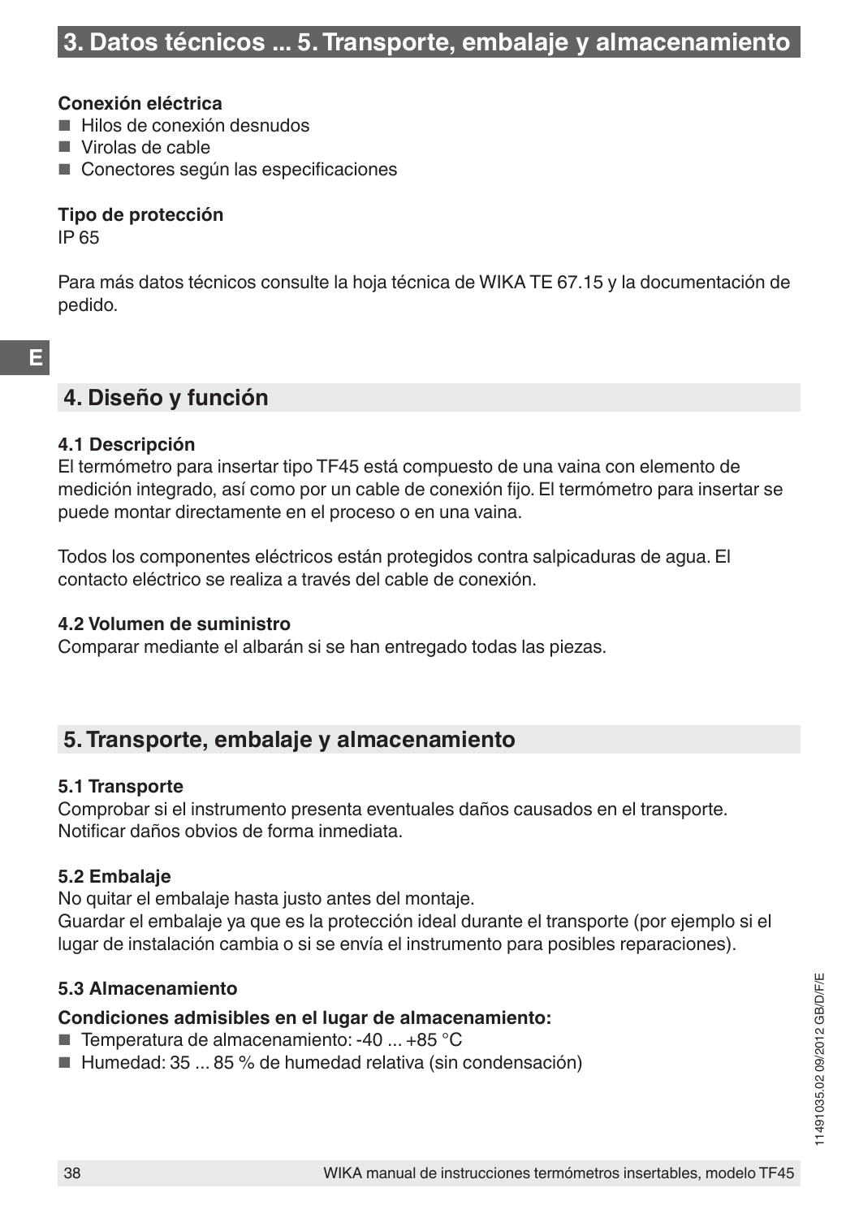**Conexión eléctrica**

- Hilos de conexión desnudos
- Virolas de cable
- Conectores según las especificaciones

**Tipo de protección**

IP 65

Para más datos técnicos consulte la hoja técnica de WIKA TE 67.15 y la documentación de pedido.

## 4. Diseño y función

### 4.1 Descripción

El termómetro para insertar tipo TF45 está compuesto de una vaina con elemento de medición integrado, así como por un cable de conexión fijo. El termómetro para insertar se puede montar directamente en el proceso o en una vaina.

Todos los componentes eléctricos están protegidos contra salpicaduras de agua. El contacto eléctrico se realiza a través del cable de conexión.

### 4.2 Volumen de suministro

Comparar mediante el albarán si se han entregado todas las piezas.

## 5. Transporte, embalaje y almacenamiento

### 5.1 Transporte

Comprobar si el instrumento presenta eventuales daños causados en el transporte.
Notificar daños obvios de forma inmediata.

### 5.2 Embalaje

No quitar el embalaje hasta justo antes del montaje.
Guardar el embalaje ya que es la protección ideal durante el transporte (por ejemplo si el lugar de instalación cambia o si se envía el instrumento para posibles reparaciones).

### 5.3 Almacenamiento

**Condiciones admisibles en el lugar de almacenamiento:**

- Temperatura de almacenamiento: -40 ... +85 °C
- Humedad: 35 ... 85 % de humedad relativa (sin condensación)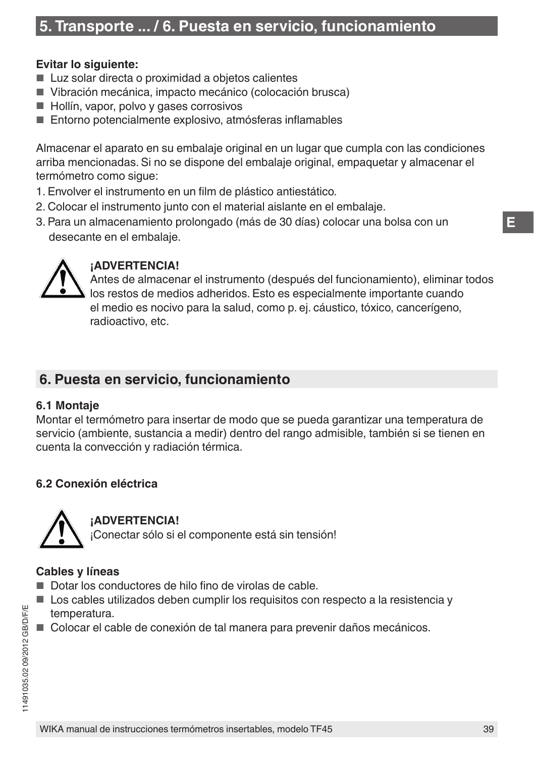**Evitar lo siguiente:**

- Luz solar directa o proximidad a objetos calientes
- Vibración mecánica, impacto mecánico (colocación brusca)
- Hollín, vapor, polvo y gases corrosivos
- Entorno potencialmente explosivo, atmósferas inflamables

Almacenar el aparato en su embalaje original en un lugar que cumpla con las condiciones arriba mencionadas. Si no se dispone del embalaje original, empaquetar y almacenar el termómetro como sigue:

1. Envolver el instrumento en un film de plástico antiestático.
2. Colocar el instrumento junto con el material aislante en el embalaje.
3. Para un almacenamiento prolongado (más de 30 días) colocar una bolsa con un desecante en el embalaje.

**¡ADVERTENCIA!**
Antes de almacenar el instrumento (después del funcionamiento), eliminar todos los restos de medios adheridos. Esto es especialmente importante cuando el medio es nocivo para la salud, como p. ej. cáustico, tóxico, cancerígeno, radioactivo, etc.

## 6. Puesta en servicio, funcionamiento

### 6.1 Montaje

Montar el termómetro para insertar de modo que se pueda garantizar una temperatura de servicio (ambiente, sustancia a medir) dentro del rango admisible, también si se tienen en cuenta la convección y radiación térmica.

### 6.2 Conexión eléctrica

**¡ADVERTENCIA!**
¡Conectar sólo si el componente está sin tensión!

**Cables y líneas**

- Dotar los conductores de hilo fino de virolas de cable.
- Los cables utilizados deben cumplir los requisitos con respecto a la resistencia y temperatura.
- Colocar el cable de conexión de tal manera para prevenir daños mecánicos.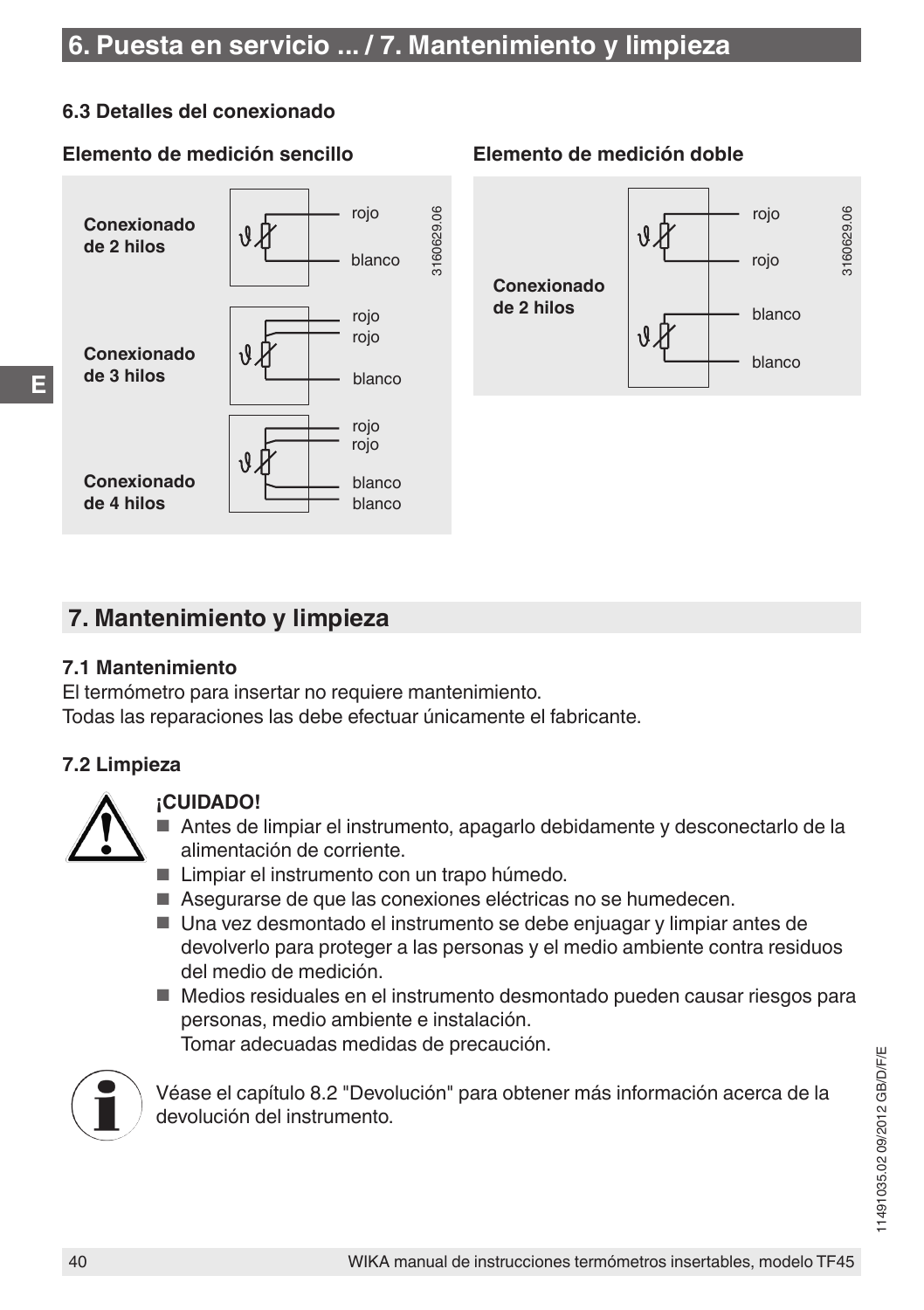## 6.3 Detalles del conexionado

**Elemento de medición sencillo**

**Conexionado de 2 hilos**

rojo
blanco

**Conexionado de 3 hilos**

rojo
rojo
blanco

**Conexionado de 4 hilos**

rojo
rojo
blanco
blanco

3160629.06

**Elemento de medición doble**

**Conexionado de 2 hilos**

rojo
rojo
blanco
blanco

3160629.06

# 7. Mantenimiento y limpieza

### 7.1 Mantenimiento

El termómetro para insertar no requiere mantenimiento.
Todas las reparaciones las debe efectuar únicamente el fabricante.

### 7.2 Limpieza

**¡CUIDADO!**

- Antes de limpiar el instrumento, apagarlo debidamente y desconectarlo de la alimentación de corriente.
- Limpiar el instrumento con un trapo húmedo.
- Asegurarse de que las conexiones eléctricas no se humedecen.
- Una vez desmontado el instrumento se debe enjuagar y limpiar antes de devolverlo para proteger a las personas y el medio ambiente contra residuos del medio de medición.
- Medios residuales en el instrumento desmontado pueden causar riesgos para personas, medio ambiente e instalación.
  Tomar adecuadas medidas de precaución.

Véase el capítulo 8.2 "Devolución" para obtener más información acerca de la devolución del instrumento.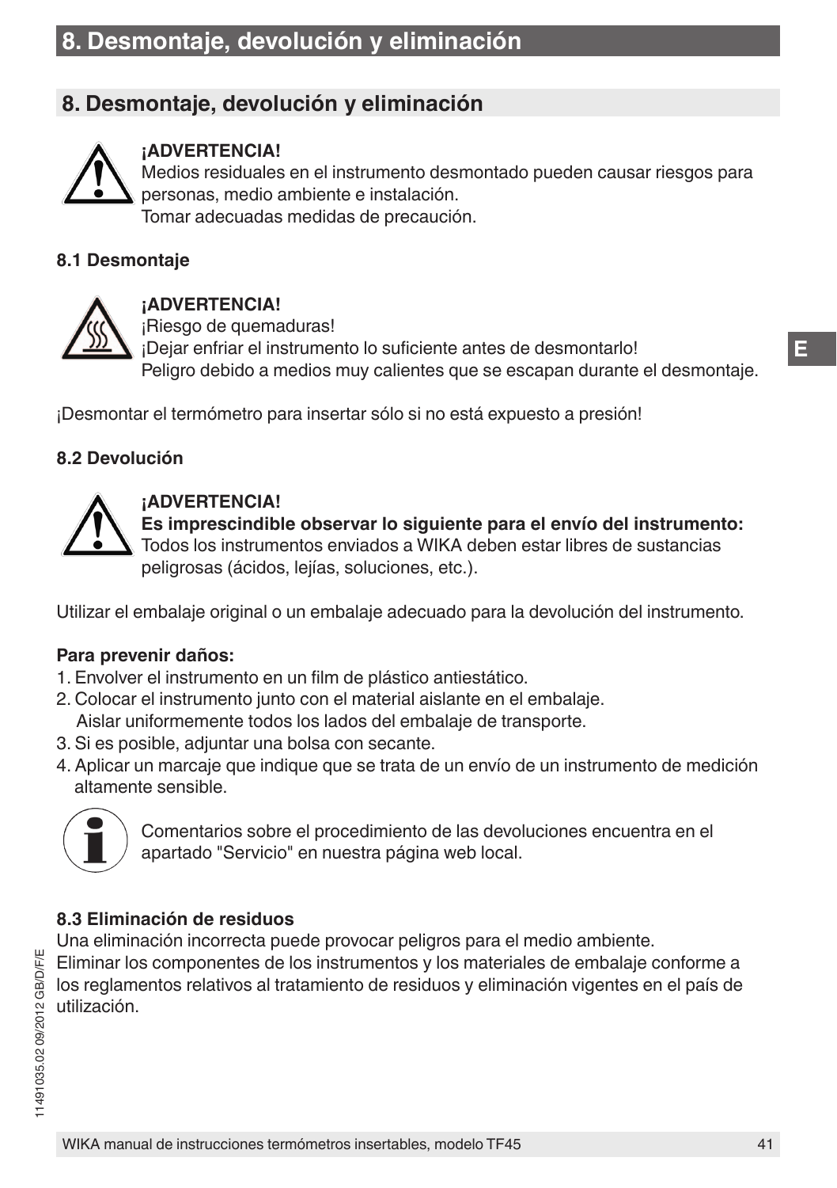# 8. Desmontaje, devolución y eliminación

**¡ADVERTENCIA!**
Medios residuales en el instrumento desmontado pueden causar riesgos para personas, medio ambiente e instalación.
Tomar adecuadas medidas de precaución.

### 8.1 Desmontaje

**¡ADVERTENCIA!**
¡Riesgo de quemaduras!
¡Dejar enfriar el instrumento lo suficiente antes de desmontarlo!
Peligro debido a medios muy calientes que se escapan durante el desmontaje.

¡Desmontar el termómetro para insertar sólo si no está expuesto a presión!

### 8.2 Devolución

**¡ADVERTENCIA!**
**Es imprescindible observar lo siguiente para el envío del instrumento:**
Todos los instrumentos enviados a WIKA deben estar libres de sustancias peligrosas (ácidos, lejías, soluciones, etc.).

Utilizar el embalaje original o un embalaje adecuado para la devolución del instrumento.

**Para prevenir daños:**

1. Envolver el instrumento en un film de plástico antiestático.
2. Colocar el instrumento junto con el material aislante en el embalaje.
   Aislar uniformemente todos los lados del embalaje de transporte.
3. Si es posible, adjuntar una bolsa con secante.
4. Aplicar un marcaje que indique que se trata de un envío de un instrumento de medición altamente sensible.

Comentarios sobre el procedimiento de las devoluciones encuentra en el apartado "Servicio" en nuestra página web local.

### 8.3 Eliminación de residuos

Una eliminación incorrecta puede provocar peligros para el medio ambiente.
Eliminar los componentes de los instrumentos y los materiales de embalaje conforme a los reglamentos relativos al tratamiento de residuos y eliminación vigentes en el país de utilización.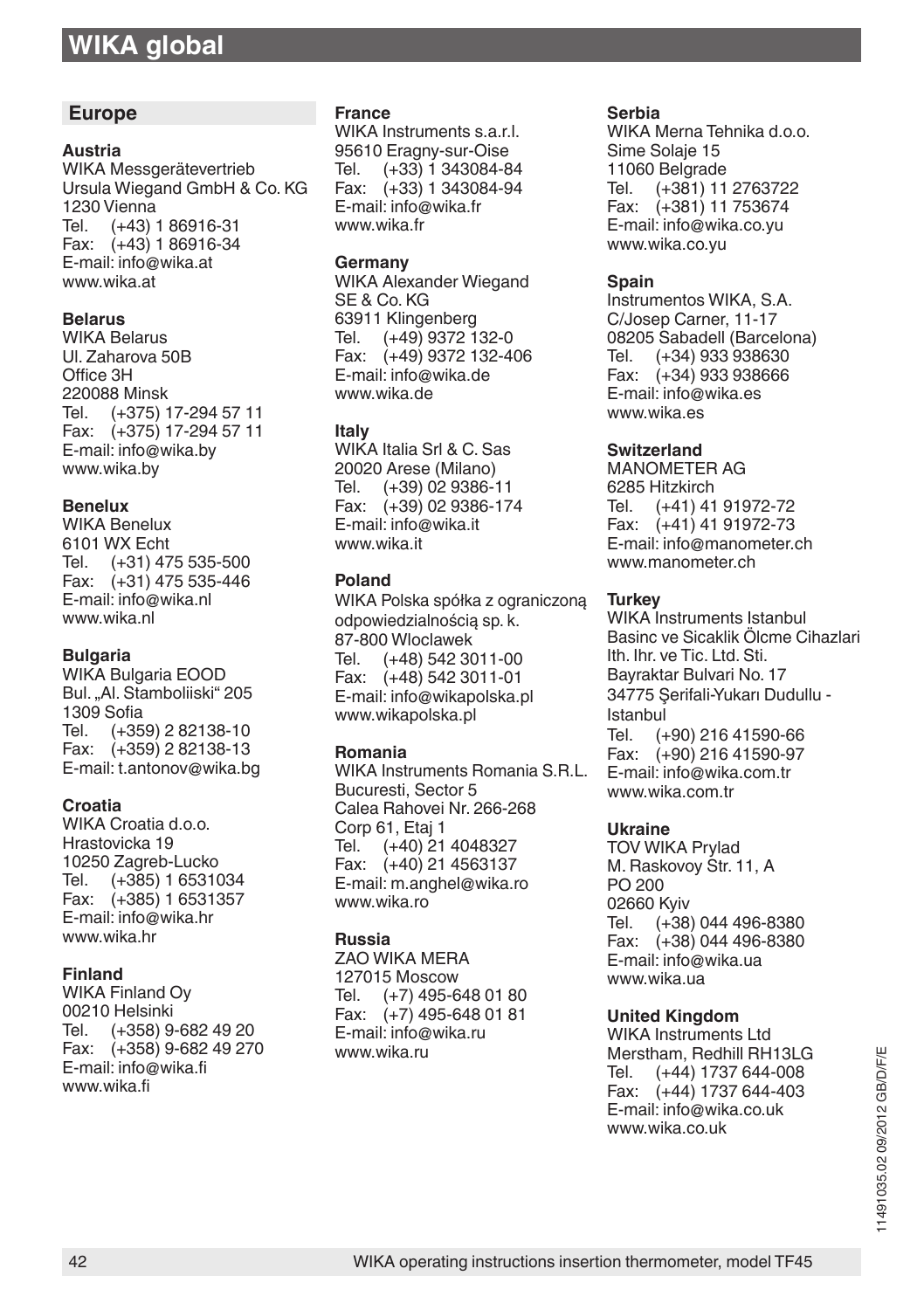# WIKA global

## Europe

**Austria**
WIKA Messgerätevertrieb
Ursula Wiegand GmbH & Co. KG
1230 Vienna
Tel. (+43) 1 86916-31
Fax: (+43) 1 86916-34
E-mail: info@wika.at
www.wika.at

**Belarus**
WIKA Belarus
Ul. Zaharova 50B
Office 3H
220088 Minsk
Tel. (+375) 17-294 57 11
Fax: (+375) 17-294 57 11
E-mail: info@wika.by
www.wika.by

**Benelux**
WIKA Benelux
6101 WX Echt
Tel. (+31) 475 535-500
Fax: (+31) 475 535-446
E-mail: info@wika.nl
www.wika.nl

**Bulgaria**
WIKA Bulgaria EOOD
Bul. „Al. Stamboliiski“ 205
1309 Sofia
Tel. (+359) 2 82138-10
Fax: (+359) 2 82138-13
E-mail: t.antonov@wika.bg

**Croatia**
WIKA Croatia d.o.o.
Hrastovicka 19
10250 Zagreb-Lucko
Tel. (+385) 1 6531034
Fax: (+385) 1 6531357
E-mail: info@wika.hr
www.wika.hr

**Finland**
WIKA Finland Oy
00210 Helsinki
Tel. (+358) 9-682 49 20
Fax: (+358) 9-682 49 270
E-mail: info@wika.fi
www.wika.fi

**France**
WIKA Instruments s.a.r.l.
95610 Eragny-sur-Oise
Tel. (+33) 1 343084-84
Fax: (+33) 1 343084-94
E-mail: info@wika.fr
www.wika.fr

**Germany**
WIKA Alexander Wiegand
SE & Co. KG
63911 Klingenberg
Tel. (+49) 9372 132-0
Fax: (+49) 9372 132-406
E-mail: info@wika.de
www.wika.de

**Italy**
WIKA Italia Srl & C. Sas
20020 Arese (Milano)
Tel. (+39) 02 9386-11
Fax: (+39) 02 9386-174
E-mail: info@wika.it
www.wika.it

**Poland**
WIKA Polska spółka z ograniczoną odpowiedzialnością sp. k.
87-800 Wloclawek
Tel. (+48) 542 3011-00
Fax: (+48) 542 3011-01
E-mail: info@wikapolska.pl
www.wikapolska.pl

**Romania**
WIKA Instruments Romania S.R.L.
Bucuresti, Sector 5
Calea Rahovei Nr. 266-268
Corp 61, Etaj 1
Tel. (+40) 21 4048327
Fax: (+40) 21 4563137
E-mail: m.anghel@wika.ro
www.wika.ro

**Russia**
ZAO WIKA MERA
127015 Moscow
Tel. (+7) 495-648 01 80
Fax: (+7) 495-648 01 81
E-mail: info@wika.ru
www.wika.ru

**Serbia**
WIKA Merna Tehnika d.o.o.
Sime Solaje 15
11060 Belgrade
Tel. (+381) 11 2763722
Fax: (+381) 11 753674
E-mail: info@wika.co.yu
www.wika.co.yu

**Spain**
Instrumentos WIKA, S.A.
C/Josep Carner, 11-17
08205 Sabadell (Barcelona)
Tel. (+34) 933 938630
Fax: (+34) 933 938666
E-mail: info@wika.es
www.wika.es

**Switzerland**
MANOMETER AG
6285 Hitzkirch
Tel. (+41) 41 91972-72
Fax: (+41) 41 91972-73
E-mail: info@manometer.ch
www.manometer.ch

**Turkey**
WIKA Instruments Istanbul
Basinc ve Sicaklik Ölcme Cihazlari
Ith. Ihr. ve Tic. Ltd. Sti.
Bayraktar Bulvari No. 17
34775 Şerifali-Yukarı Dudullu - Istanbul
Tel. (+90) 216 41590-66
Fax: (+90) 216 41590-97
E-mail: info@wika.com.tr
www.wika.com.tr

**Ukraine**
TOV WIKA Prylad
M. Raskovoy Str. 11, A
PO 200
02660 Kyiv
Tel. (+38) 044 496-8380
Fax: (+38) 044 496-8380
E-mail: info@wika.ua
www.wika.ua

**United Kingdom**
WIKA Instruments Ltd
Merstham, Redhill RH13LG
Tel. (+44) 1737 644-008
Fax: (+44) 1737 644-403
E-mail: info@wika.co.uk
www.wika.co.uk

11491035.02 09/2012 GB/D/F/E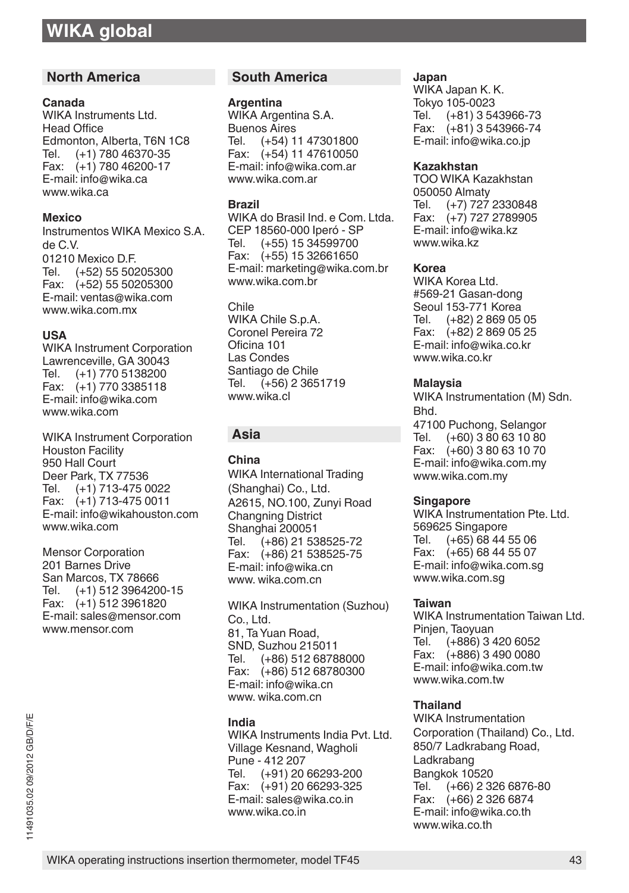# WIKA global

## North America

**Canada**
WIKA Instruments Ltd.
Head Office
Edmonton, Alberta, T6N 1C8
Tel. (+1) 780 46370-35
Fax: (+1) 780 46200-17
E-mail: info@wika.ca
www.wika.ca

**Mexico**
Instrumentos WIKA Mexico S.A. de C.V.
01210 Mexico D.F.
Tel. (+52) 55 50205300
Fax: (+52) 55 50205300
E-mail: ventas@wika.com
www.wika.com.mx

**USA**
WIKA Instrument Corporation
Lawrenceville, GA 30043
Tel. (+1) 770 5138200
Fax: (+1) 770 3385118
E-mail: info@wika.com
www.wika.com

WIKA Instrument Corporation
Houston Facility
950 Hall Court
Deer Park, TX 77536
Tel. (+1) 713-475 0022
Fax: (+1) 713-475 0011
E-mail: info@wikahouston.com
www.wika.com

Mensor Corporation
201 Barnes Drive
San Marcos, TX 78666
Tel. (+1) 512 3964200-15
Fax: (+1) 512 3961820
E-mail: sales@mensor.com
www.mensor.com

## South America

**Argentina**
WIKA Argentina S.A.
Buenos Aires
Tel. (+54) 11 47301800
Fax: (+54) 11 47610050
E-mail: info@wika.com.ar
www.wika.com.ar

**Brazil**
WIKA do Brasil Ind. e Com. Ltda.
CEP 18560-000 Iperó - SP
Tel. (+55) 15 34599700
Fax: (+55) 15 32661650
E-mail: marketing@wika.com.br
www.wika.com.br

Chile
WIKA Chile S.p.A.
Coronel Pereira 72
Oficina 101
Las Condes
Santiago de Chile
Tel. (+56) 2 3651719
www.wika.cl

## Asia

**China**
WIKA International Trading (Shanghai) Co., Ltd.
A2615, NO.100, Zunyi Road
Changning District
Shanghai 200051
Tel. (+86) 21 538525-72
Fax: (+86) 21 538525-75
E-mail: info@wika.cn
www. wika.com.cn

WIKA Instrumentation (Suzhou) Co., Ltd.
81, Ta Yuan Road,
SND, Suzhou 215011
Tel. (+86) 512 68788000
Fax: (+86) 512 68780300
E-mail: info@wika.cn
www. wika.com.cn

**India**
WIKA Instruments India Pvt. Ltd.
Village Kesnand, Wagholi
Pune - 412 207
Tel. (+91) 20 66293-200
Fax: (+91) 20 66293-325
E-mail: sales@wika.co.in
www.wika.co.in

**Japan**
WIKA Japan K. K.
Tokyo 105-0023
Tel. (+81) 3 543966-73
Fax: (+81) 3 543966-74
E-mail: info@wika.co.jp

**Kazakhstan**
TOO WIKA Kazakhstan
050050 Almaty
Tel. (+7) 727 2330848
Fax: (+7) 727 2789905
E-mail: info@wika.kz
www.wika.kz

**Korea**
WIKA Korea Ltd.
#569-21 Gasan-dong
Seoul 153-771 Korea
Tel. (+82) 2 869 05 05
Fax: (+82) 2 869 05 25
E-mail: info@wika.co.kr
www.wika.co.kr

**Malaysia**
WIKA Instrumentation (M) Sdn. Bhd.
47100 Puchong, Selangor
Tel. (+60) 3 80 63 10 80
Fax: (+60) 3 80 63 10 70
E-mail: info@wika.com.my
www.wika.com.my

**Singapore**
WIKA Instrumentation Pte. Ltd.
569625 Singapore
Tel. (+65) 68 44 55 06
Fax: (+65) 68 44 55 07
E-mail: info@wika.com.sg
www.wika.com.sg

**Taiwan**
WIKA Instrumentation Taiwan Ltd.
Pinjen, Taoyuan
Tel. (+886) 3 420 6052
Fax: (+886) 3 490 0080
E-mail: info@wika.com.tw
www.wika.com.tw

**Thailand**
WIKA Instrumentation Corporation (Thailand) Co., Ltd.
850/7 Ladkrabang Road,
Ladkrabang
Bangkok 10520
Tel. (+66) 2 326 6876-80
Fax: (+66) 2 326 6874
E-mail: info@wika.co.th
www.wika.co.th

11491035.02 09/2012 GB/D/F/E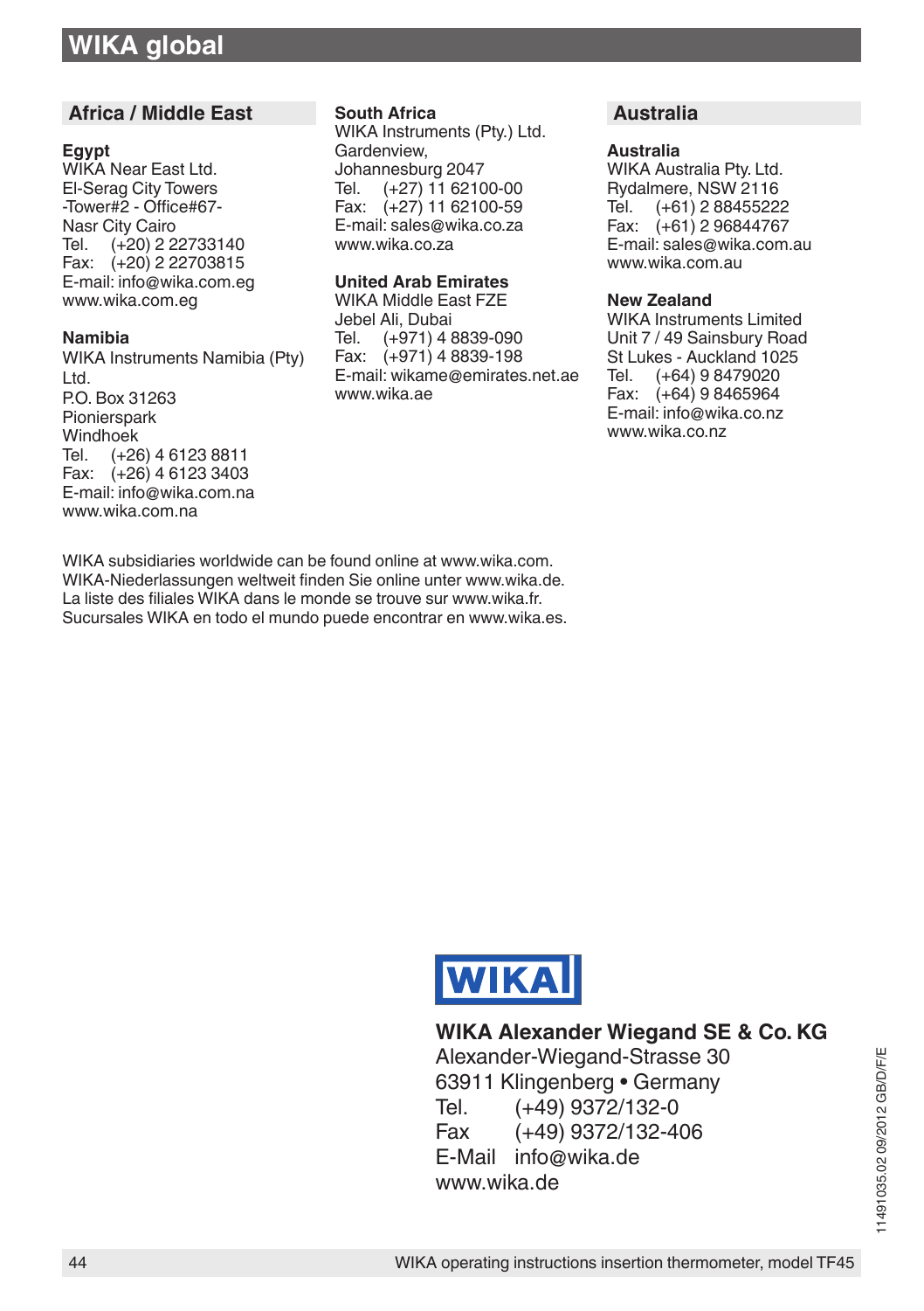# WIKA global

## Africa / Middle East

**Egypt**
WIKA Near East Ltd.
El-Serag City Towers
-Tower#2 - Office#67-
Nasr City Cairo
Tel. (+20) 2 22733140
Fax: (+20) 2 22703815
E-mail: info@wika.com.eg
www.wika.com.eg

**Namibia**
WIKA Instruments Namibia (Pty) Ltd.
P.O. Box 31263
Pionierspark
Windhoek
Tel. (+26) 4 6123 8811
Fax: (+26) 4 6123 3403
E-mail: info@wika.com.na
www.wika.com.na

**South Africa**
WIKA Instruments (Pty.) Ltd.
Gardenview,
Johannesburg 2047
Tel. (+27) 11 62100-00
Fax: (+27) 11 62100-59
E-mail: sales@wika.co.za
www.wika.co.za

**United Arab Emirates**
WIKA Middle East FZE
Jebel Ali, Dubai
Tel. (+971) 4 8839-090
Fax: (+971) 4 8839-198
E-mail: wikame@emirates.net.ae
www.wika.ae

## Australia

**Australia**
WIKA Australia Pty. Ltd.
Rydalmere, NSW 2116
Tel. (+61) 2 88455222
Fax: (+61) 2 96844767
E-mail: sales@wika.com.au
www.wika.com.au

**New Zealand**
WIKA Instruments Limited
Unit 7 / 49 Sainsbury Road
St Lukes - Auckland 1025
Tel. (+64) 9 8479020
Fax: (+64) 9 8465964
E-mail: info@wika.co.nz
www.wika.co.nz

WIKA subsidiaries worldwide can be found online at www.wika.com.
WIKA-Niederlassungen weltweit finden Sie online unter www.wika.de.
La liste des filiales WIKA dans le monde se trouve sur www.wika.fr.
Sucursales WIKA en todo el mundo puede encontrar en www.wika.es.

WIKA

**WIKA Alexander Wiegand SE & Co. KG**
Alexander-Wiegand-Strasse 30
63911 Klingenberg • Germany
Tel. (+49) 9372/132-0
Fax (+49) 9372/132-406
E-Mail info@wika.de
www.wika.de

11491035.02 09/2012 GB/D/F/E